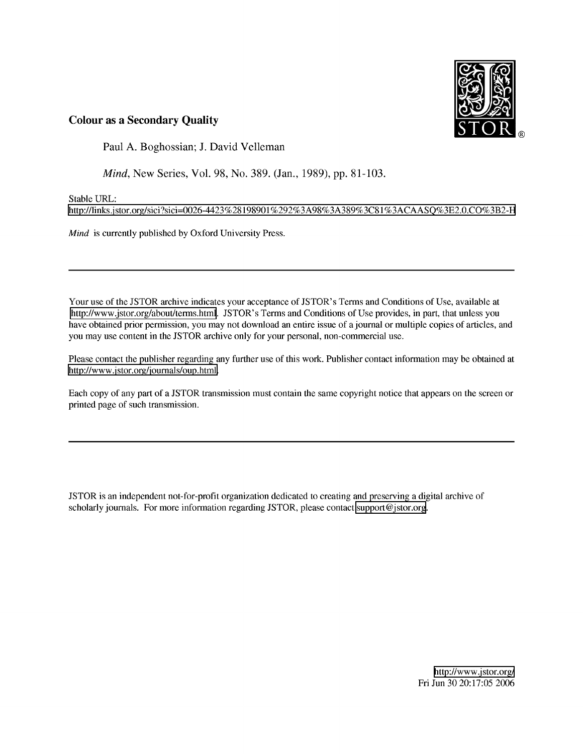# Colour as a Secondary Quality

Paul A. Boghossian; J. David Velleman

*Mind*, New Series, Vol. 98, No. 389. (Jan., 1989), pp. 81-103.

Stable URL:

http://links.jstor.org/sici?sici=0026-4423%28198901%292%3A98%3A389%3C81%3ACAASQ%3E2.0.CO%3B2-H

*Mind* is currently published by Oxford University Press.

---

Your use of the JSTOR archive indicates your acceptance of JSTOR's Terms and Conditions of Use, available at http://www.jstor.org/about/terms.html. JSTOR's Terms and Conditions of Use provides, in part, that unless you have obtained prior permission, you may not download an entire issue of a journal or multiple copies of articles, and you may use content in the JSTOR archive only for your personal, non-commercial use.

Please contact the publisher regarding any further use of this work. Publisher contact information may be obtained at http://www.jstor.org/journals/oup.html.

Each copy of any part of a JSTOR transmission must contain the same copyright notice that appears on the screen or printed page of such transmission.

---

JSTOR is an independent not-for-profit organization dedicated to creating and preserving a digital archive of scholarly journals. For more information regarding JSTOR, please contact support@jstor.org.

http://www.jstor.org/
Fri Jun 30 20:17:05 2006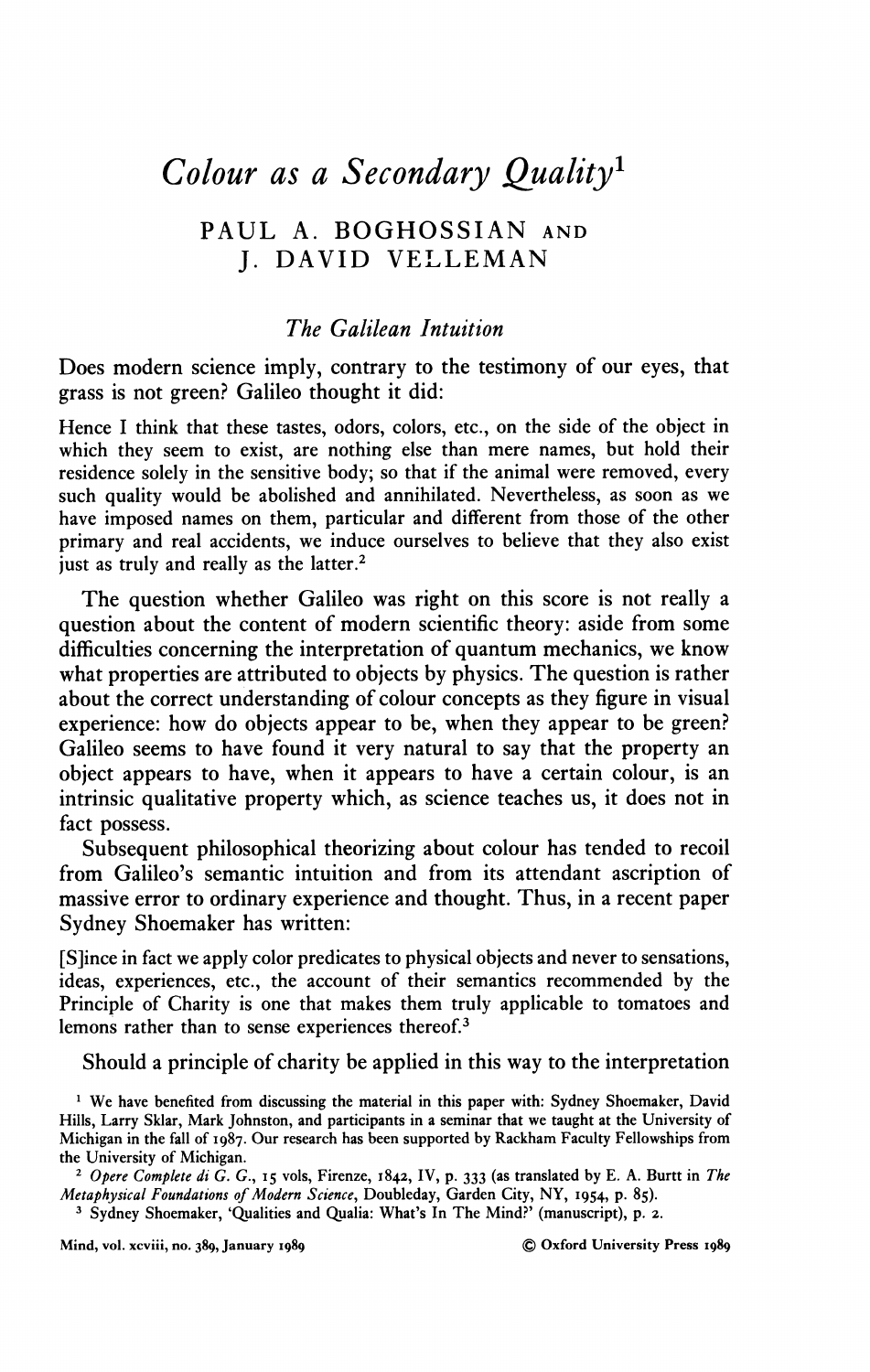# *Colour as a Secondary Quality*[1]

PAUL A. BOGHOSSIAN AND J. DAVID VELLEMAN

## *The Galilean Intuition*

Does modern science imply, contrary to the testimony of our eyes, that grass is not green? Galileo thought it did:

> Hence I think that these tastes, odors, colors, etc., on the side of the object in which they seem to exist, are nothing else than mere names, but hold their residence solely in the sensitive body; so that if the animal were removed, every such quality would be abolished and annihilated. Nevertheless, as soon as we have imposed names on them, particular and different from those of the other primary and real accidents, we induce ourselves to believe that they also exist just as truly and really as the latter.[2]

The question whether Galileo was right on this score is not really a question about the content of modern scientific theory: aside from some difficulties concerning the interpretation of quantum mechanics, we know what properties are attributed to objects by physics. The question is rather about the correct understanding of colour concepts as they figure in visual experience: how do objects appear to be, when they appear to be green? Galileo seems to have found it very natural to say that the property an object appears to have, when it appears to have a certain colour, is an intrinsic qualitative property which, as science teaches us, it does not in fact possess.

Subsequent philosophical theorizing about colour has tended to recoil from Galileo's semantic intuition and from its attendant ascription of massive error to ordinary experience and thought. Thus, in a recent paper Sydney Shoemaker has written:

> [S]ince in fact we apply color predicates to physical objects and never to sensations, ideas, experiences, etc., the account of their semantics recommended by the Principle of Charity is one that makes them truly applicable to tomatoes and lemons rather than to sense experiences thereof.[3]

Should a principle of charity be applied in this way to the interpretation

---

[1] We have benefited from discussing the material in this paper with: Sydney Shoemaker, David Hills, Larry Sklar, Mark Johnston, and participants in a seminar that we taught at the University of Michigan in the fall of 1987. Our research has been supported by Rackham Faculty Fellowships from the University of Michigan.

[2] *Opere Complete di G. G.*, 15 vols, Firenze, 1842, IV, p. 333 (as translated by E. A. Burtt in *The Metaphysical Foundations of Modern Science*, Doubleday, Garden City, NY, 1954, p. 85).

[3] Sydney Shoemaker, 'Qualities and Qualia: What's In The Mind?' (manuscript), p. 2.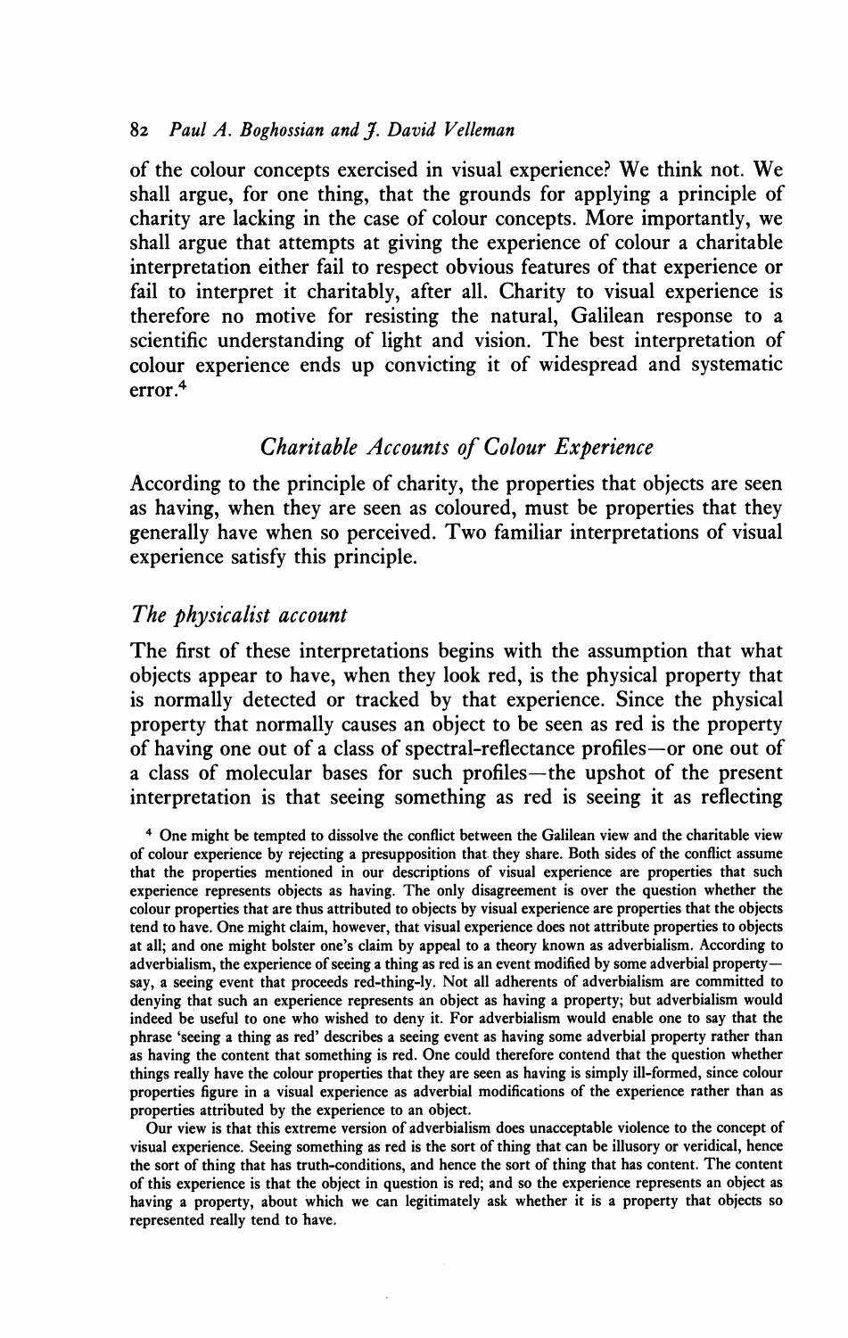of the colour concepts exercised in visual experience? We think not. We shall argue, for one thing, that the grounds for applying a principle of charity are lacking in the case of colour concepts. More importantly, we shall argue that attempts at giving the experience of colour a charitable interpretation either fail to respect obvious features of that experience or fail to interpret it charitably, after all. Charity to visual experience is therefore no motive for resisting the natural, Galilean response to a scientific understanding of light and vision. The best interpretation of colour experience ends up convicting it of widespread and systematic error.[4]

## *Charitable Accounts of Colour Experience*

According to the principle of charity, the properties that objects are seen as having, when they are seen as coloured, must be properties that they generally have when so perceived. Two familiar interpretations of visual experience satisfy this principle.

### *The physicalist account*

The first of these interpretations begins with the assumption that what objects appear to have, when they look red, is the physical property that is normally detected or tracked by that experience. Since the physical property that normally causes an object to be seen as red is the property of having one out of a class of spectral-reflectance profiles—or one out of a class of molecular bases for such profiles—the upshot of the present interpretation is that seeing something as red is seeing it as reflecting

[4] One might be tempted to dissolve the conflict between the Galilean view and the charitable view of colour experience by rejecting a presupposition that they share. Both sides of the conflict assume that the properties mentioned in our descriptions of visual experience are properties that such experience represents objects as having. The only disagreement is over the question whether the colour properties that are thus attributed to objects by visual experience are properties that the objects tend to have. One might claim, however, that visual experience does not attribute properties to objects at all; and one might bolster one's claim by appeal to a theory known as adverbialism. According to adverbialism, the experience of seeing a thing as red is an event modified by some adverbial property—say, a seeing event that proceeds red-thing-ly. Not all adherents of adverbialism are committed to denying that such an experience represents an object as having a property; but adverbialism would indeed be useful to one who wished to deny it. For adverbialism would enable one to say that the phrase 'seeing a thing as red' describes a seeing event as having some adverbial property rather than as having the content that something is red. One could therefore contend that the question whether things really have the colour properties that they are seen as having is simply ill-formed, since colour properties figure in a visual experience as adverbial modifications of the experience rather than as properties attributed by the experience to an object.

Our view is that this extreme version of adverbialism does unacceptable violence to the concept of visual experience. Seeing something as red is the sort of thing that can be illusory or veridical, hence the sort of thing that has truth-conditions, and hence the sort of thing that has content. The content of this experience is that the object in question is red; and so the experience represents an object as having a property, about which we can legitimately ask whether it is a property that objects so represented really tend to have.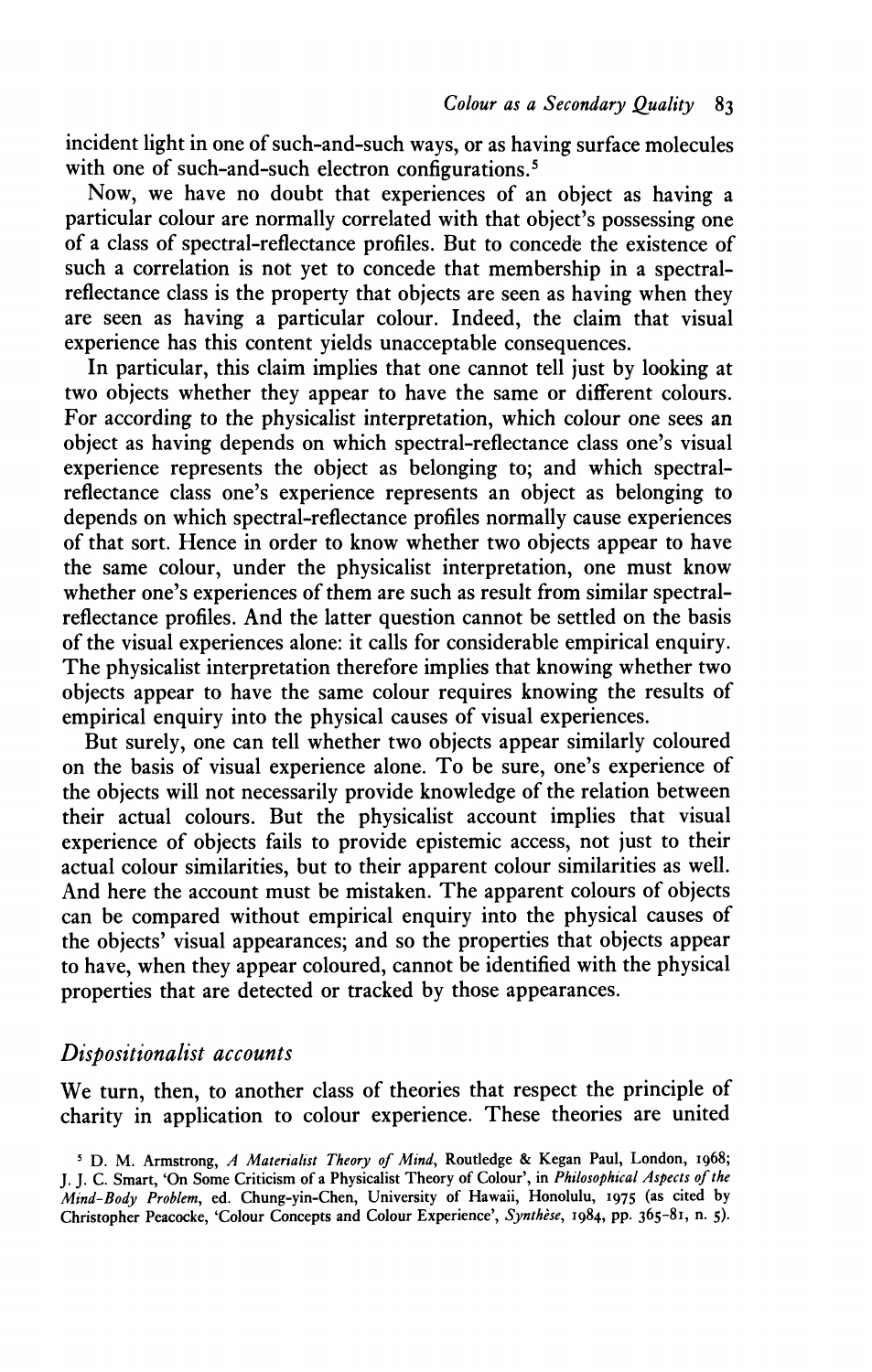incident light in one of such-and-such ways, or as having surface molecules with one of such-and-such electron configurations.[5]

Now, we have no doubt that experiences of an object as having a particular colour are normally correlated with that object's possessing one of a class of spectral-reflectance profiles. But to concede the existence of such a correlation is not yet to concede that membership in a spectral-reflectance class is the property that objects are seen as having when they are seen as having a particular colour. Indeed, the claim that visual experience has this content yields unacceptable consequences.

In particular, this claim implies that one cannot tell just by looking at two objects whether they appear to have the same or different colours. For according to the physicalist interpretation, which colour one sees an object as having depends on which spectral-reflectance class one's visual experience represents the object as belonging to; and which spectral-reflectance class one's experience represents an object as belonging to depends on which spectral-reflectance profiles normally cause experiences of that sort. Hence in order to know whether two objects appear to have the same colour, under the physicalist interpretation, one must know whether one's experiences of them are such as result from similar spectral-reflectance profiles. And the latter question cannot be settled on the basis of the visual experiences alone: it calls for considerable empirical enquiry. The physicalist interpretation therefore implies that knowing whether two objects appear to have the same colour requires knowing the results of empirical enquiry into the physical causes of visual experiences.

But surely, one can tell whether two objects appear similarly coloured on the basis of visual experience alone. To be sure, one's experience of the objects will not necessarily provide knowledge of the relation between their actual colours. But the physicalist account implies that visual experience of objects fails to provide epistemic access, not just to their actual colour similarities, but to their apparent colour similarities as well. And here the account must be mistaken. The apparent colours of objects can be compared without empirical enquiry into the physical causes of the objects' visual appearances; and so the properties that objects appear to have, when they appear coloured, cannot be identified with the physical properties that are detected or tracked by those appearances.

### *Dispositionalist accounts*

We turn, then, to another class of theories that respect the principle of charity in application to colour experience. These theories are united

[5] D. M. Armstrong, *A Materialist Theory of Mind*, Routledge & Kegan Paul, London, 1968; J. J. C. Smart, 'On Some Criticism of a Physicalist Theory of Colour', in *Philosophical Aspects of the Mind-Body Problem*, ed. Chung-yin-Chen, University of Hawaii, Honolulu, 1975 (as cited by Christopher Peacocke, 'Colour Concepts and Colour Experience', *Synthèse*, 1984, pp. 365–81, n. 5).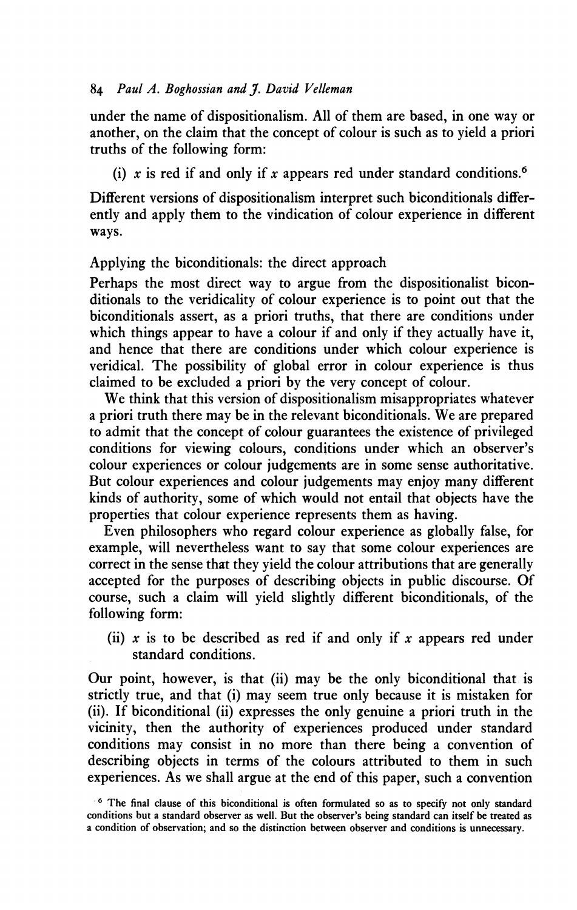under the name of dispositionalism. All of them are based, in one way or another, on the claim that the concept of colour is such as to yield a priori truths of the following form:

(i) $x$ is red if and only if $x$ appears red under standard conditions.[6]

Different versions of dispositionalism interpret such biconditionals differently and apply them to the vindication of colour experience in different ways.

## Applying the biconditionals: the direct approach

Perhaps the most direct way to argue from the dispositionalist biconditionals to the veridicality of colour experience is to point out that the biconditionals assert, as a priori truths, that there are conditions under which things appear to have a colour if and only if they actually have it, and hence that there are conditions under which colour experience is veridical. The possibility of global error in colour experience is thus claimed to be excluded a priori by the very concept of colour.

We think that this version of dispositionalism misappropriates whatever a priori truth there may be in the relevant biconditionals. We are prepared to admit that the concept of colour guarantees the existence of privileged conditions for viewing colours, conditions under which an observer's colour experiences or colour judgements are in some sense authoritative. But colour experiences and colour judgements may enjoy many different kinds of authority, some of which would not entail that objects have the properties that colour experience represents them as having.

Even philosophers who regard colour experience as globally false, for example, will nevertheless want to say that some colour experiences are correct in the sense that they yield the colour attributions that are generally accepted for the purposes of describing objects in public discourse. Of course, such a claim will yield slightly different biconditionals, of the following form:

(ii) $x$ is to be described as red if and only if $x$ appears red under standard conditions.

Our point, however, is that (ii) may be the only biconditional that is strictly true, and that (i) may seem true only because it is mistaken for (ii). If biconditional (ii) expresses the only genuine a priori truth in the vicinity, then the authority of experiences produced under standard conditions may consist in no more than there being a convention of describing objects in terms of the colours attributed to them in such experiences. As we shall argue at the end of this paper, such a convention

[6] The final clause of this biconditional is often formulated so as to specify not only standard conditions but a standard observer as well. But the observer's being standard can itself be treated as a condition of observation; and so the distinction between observer and conditions is unnecessary.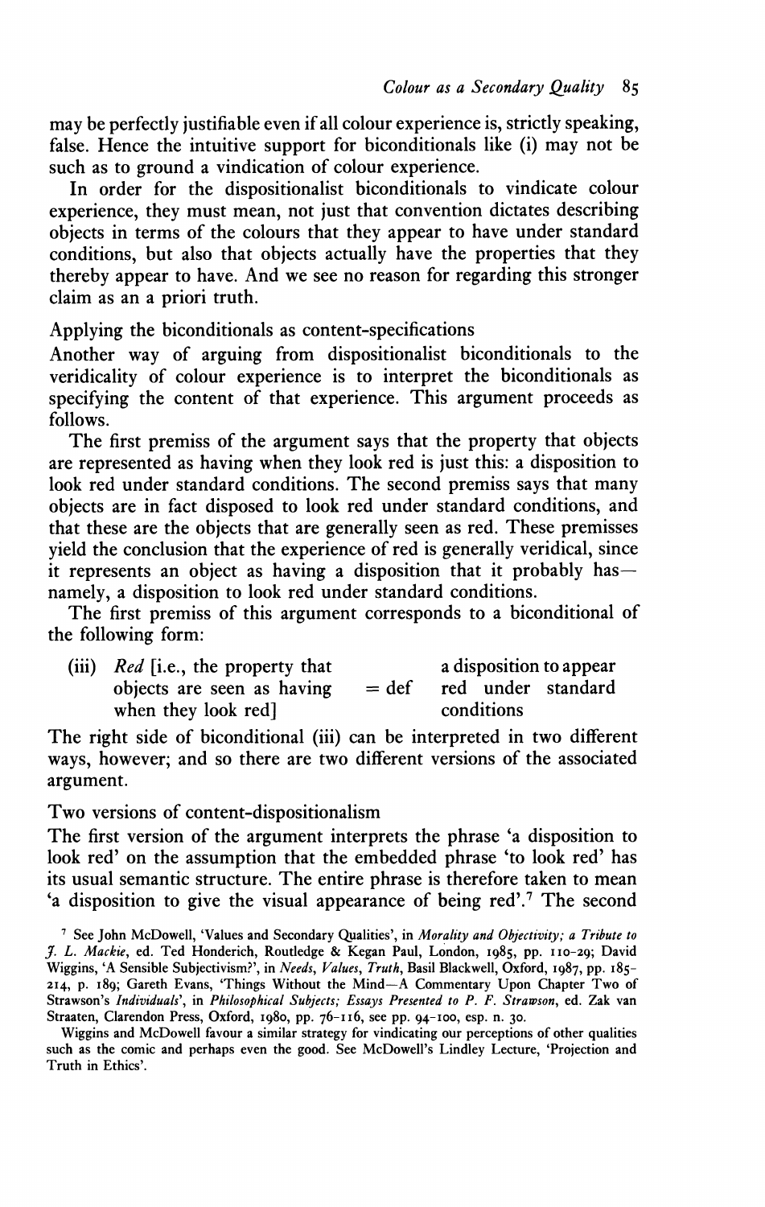may be perfectly justifiable even if all colour experience is, strictly speaking, false. Hence the intuitive support for biconditionals like (i) may not be such as to ground a vindication of colour experience.

In order for the dispositionalist biconditionals to vindicate colour experience, they must mean, not just that convention dictates describing objects in terms of the colours that they appear to have under standard conditions, but also that objects actually have the properties that they thereby appear to have. And we see no reason for regarding this stronger claim as an a priori truth.

### Applying the biconditionals as content-specifications

Another way of arguing from dispositionalist biconditionals to the veridicality of colour experience is to interpret the biconditionals as specifying the content of that experience. This argument proceeds as follows.

The first premiss of the argument says that the property that objects are represented as having when they look red is just this: a disposition to look red under standard conditions. The second premiss says that many objects are in fact disposed to look red under standard conditions, and that these are the objects that are generally seen as red. These premisses yield the conclusion that the experience of red is generally veridical, since it represents an object as having a disposition that it probably has—namely, a disposition to look red under standard conditions.

The first premiss of this argument corresponds to a biconditional of the following form:

| | | |
|---|---|---|
| (iii) *Red* [i.e., the property that objects are seen as having when they look red] | = def | a disposition to appear red under standard conditions |

The right side of biconditional (iii) can be interpreted in two different ways, however; and so there are two different versions of the associated argument.

### Two versions of content-dispositionalism

The first version of the argument interprets the phrase 'a disposition to look red' on the assumption that the embedded phrase 'to look red' has its usual semantic structure. The entire phrase is therefore taken to mean 'a disposition to give the visual appearance of being red'.[7] The second

[7] See John McDowell, 'Values and Secondary Qualities', in *Morality and Objectivity; a Tribute to J. L. Mackie*, ed. Ted Honderich, Routledge & Kegan Paul, London, 1985, pp. 110–29; David Wiggins, 'A Sensible Subjectivism?', in *Needs, Values, Truth*, Basil Blackwell, Oxford, 1987, pp. 185–214, p. 189; Gareth Evans, 'Things Without the Mind—A Commentary Upon Chapter Two of Strawson's *Individuals*', in *Philosophical Subjects; Essays Presented to P. F. Strawson*, ed. Zak van Straaten, Clarendon Press, Oxford, 1980, pp. 76–116, see pp. 94–100, esp. n. 30.

Wiggins and McDowell favour a similar strategy for vindicating our perceptions of other qualities such as the comic and perhaps even the good. See McDowell's Lindley Lecture, 'Projection and Truth in Ethics'.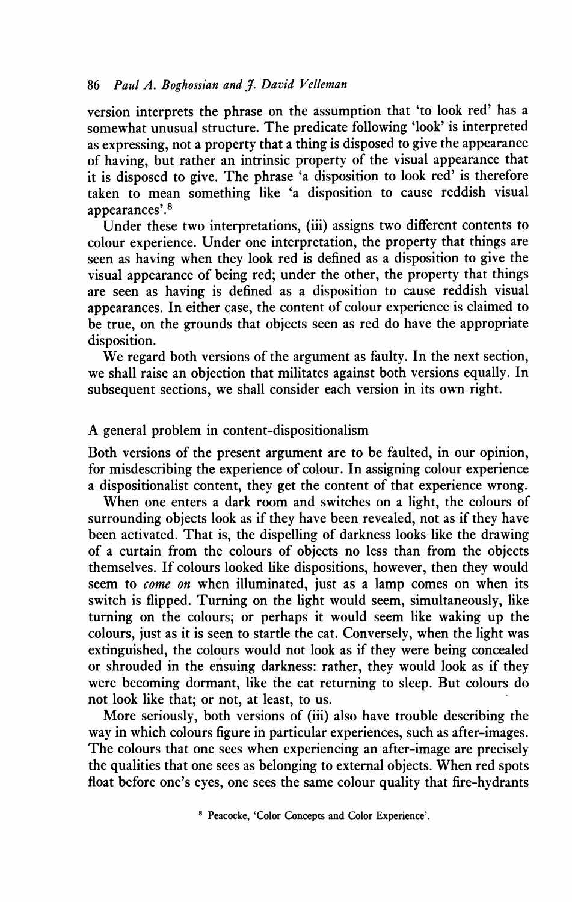version interprets the phrase on the assumption that 'to look red' has a somewhat unusual structure. The predicate following 'look' is interpreted as expressing, not a property that a thing is disposed to give the appearance of having, but rather an intrinsic property of the visual appearance that it is disposed to give. The phrase 'a disposition to look red' is therefore taken to mean something like 'a disposition to cause reddish visual appearances'.[8]

Under these two interpretations, (iii) assigns two different contents to colour experience. Under one interpretation, the property that things are seen as having when they look red is defined as a disposition to give the visual appearance of being red; under the other, the property that things are seen as having is defined as a disposition to cause reddish visual appearances. In either case, the content of colour experience is claimed to be true, on the grounds that objects seen as red do have the appropriate disposition.

We regard both versions of the argument as faulty. In the next section, we shall raise an objection that militates against both versions equally. In subsequent sections, we shall consider each version in its own right.

## A general problem in content-dispositionalism

Both versions of the present argument are to be faulted, in our opinion, for misdescribing the experience of colour. In assigning colour experience a dispositionalist content, they get the content of that experience wrong.

When one enters a dark room and switches on a light, the colours of surrounding objects look as if they have been revealed, not as if they have been activated. That is, the dispelling of darkness looks like the drawing of a curtain from the colours of objects no less than from the objects themselves. If colours looked like dispositions, however, then they would seem to *come on* when illuminated, just as a lamp comes on when its switch is flipped. Turning on the light would seem, simultaneously, like turning on the colours; or perhaps it would seem like waking up the colours, just as it is seen to startle the cat. Conversely, when the light was extinguished, the colours would not look as if they were being concealed or shrouded in the ensuing darkness: rather, they would look as if they were becoming dormant, like the cat returning to sleep. But colours do not look like that; or not, at least, to us.

More seriously, both versions of (iii) also have trouble describing the way in which colours figure in particular experiences, such as after-images. The colours that one sees when experiencing an after-image are precisely the qualities that one sees as belonging to external objects. When red spots float before one's eyes, one sees the same colour quality that fire-hydrants

[8] Peacocke, 'Color Concepts and Color Experience'.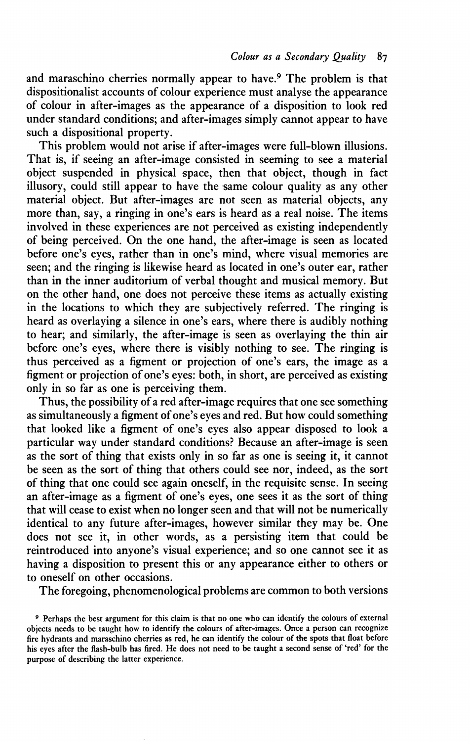and maraschino cherries normally appear to have.[9] The problem is that dispositionalist accounts of colour experience must analyse the appearance of colour in after-images as the appearance of a disposition to look red under standard conditions; and after-images simply cannot appear to have such a dispositional property.

This problem would not arise if after-images were full-blown illusions. That is, if seeing an after-image consisted in seeming to see a material object suspended in physical space, then that object, though in fact illusory, could still appear to have the same colour quality as any other material object. But after-images are not seen as material objects, any more than, say, a ringing in one's ears is heard as a real noise. The items involved in these experiences are not perceived as existing independently of being perceived. On the one hand, the after-image is seen as located before one's eyes, rather than in one's mind, where visual memories are seen; and the ringing is likewise heard as located in one's outer ear, rather than in the inner auditorium of verbal thought and musical memory. But on the other hand, one does not perceive these items as actually existing in the locations to which they are subjectively referred. The ringing is heard as overlaying a silence in one's ears, where there is audibly nothing to hear; and similarly, the after-image is seen as overlaying the thin air before one's eyes, where there is visibly nothing to see. The ringing is thus perceived as a figment or projection of one's ears, the image as a figment or projection of one's eyes: both, in short, are perceived as existing only in so far as one is perceiving them.

Thus, the possibility of a red after-image requires that one see something as simultaneously a figment of one's eyes and red. But how could something that looked like a figment of one's eyes also appear disposed to look a particular way under standard conditions? Because an after-image is seen as the sort of thing that exists only in so far as one is seeing it, it cannot be seen as the sort of thing that others could see nor, indeed, as the sort of thing that one could see again oneself, in the requisite sense. In seeing an after-image as a figment of one's eyes, one sees it as the sort of thing that will cease to exist when no longer seen and that will not be numerically identical to any future after-images, however similar they may be. One does not see it, in other words, as a persisting item that could be reintroduced into anyone's visual experience; and so one cannot see it as having a disposition to present this or any appearance either to others or to oneself on other occasions.

The foregoing, phenomenological problems are common to both versions

[9] Perhaps the best argument for this claim is that no one who can identify the colours of external objects needs to be taught how to identify the colours of after-images. Once a person can recognize fire hydrants and maraschino cherries as red, he can identify the colour of the spots that float before his eyes after the flash-bulb has fired. He does not need to be taught a second sense of 'red' for the purpose of describing the latter experience.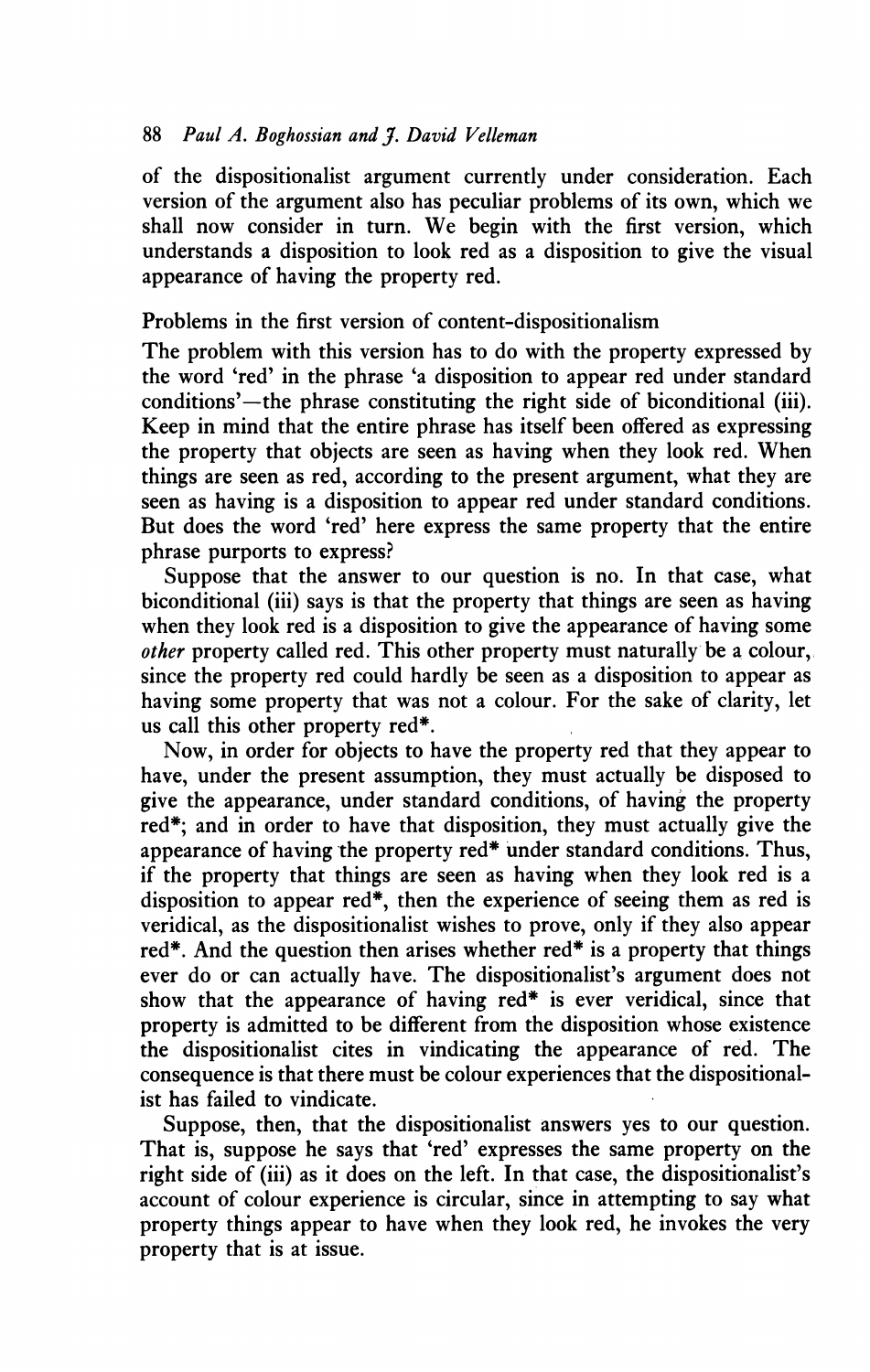of the dispositionalist argument currently under consideration. Each version of the argument also has peculiar problems of its own, which we shall now consider in turn. We begin with the first version, which understands a disposition to look red as a disposition to give the visual appearance of having the property red.

## Problems in the first version of content-dispositionalism

The problem with this version has to do with the property expressed by the word 'red' in the phrase 'a disposition to appear red under standard conditions'—the phrase constituting the right side of biconditional (iii). Keep in mind that the entire phrase has itself been offered as expressing the property that objects are seen as having when they look red. When things are seen as red, according to the present argument, what they are seen as having is a disposition to appear red under standard conditions. But does the word 'red' here express the same property that the entire phrase purports to express?

Suppose that the answer to our question is no. In that case, what biconditional (iii) says is that the property that things are seen as having when they look red is a disposition to give the appearance of having some *other* property called red. This other property must naturally be a colour, since the property red could hardly be seen as a disposition to appear as having some property that was not a colour. For the sake of clarity, let us call this other property red*.

Now, in order for objects to have the property red that they appear to have, under the present assumption, they must actually be disposed to give the appearance, under standard conditions, of having the property red*; and in order to have that disposition, they must actually give the appearance of having the property red* under standard conditions. Thus, if the property that things are seen as having when they look red is a disposition to appear red*, then the experience of seeing them as red is veridical, as the dispositionalist wishes to prove, only if they also appear red*. And the question then arises whether red* is a property that things ever do or can actually have. The dispositionalist's argument does not show that the appearance of having red* is ever veridical, since that property is admitted to be different from the disposition whose existence the dispositionalist cites in vindicating the appearance of red. The consequence is that there must be colour experiences that the dispositionalist has failed to vindicate.

Suppose, then, that the dispositionalist answers yes to our question. That is, suppose he says that 'red' expresses the same property on the right side of (iii) as it does on the left. In that case, the dispositionalist's account of colour experience is circular, since in attempting to say what property things appear to have when they look red, he invokes the very property that is at issue.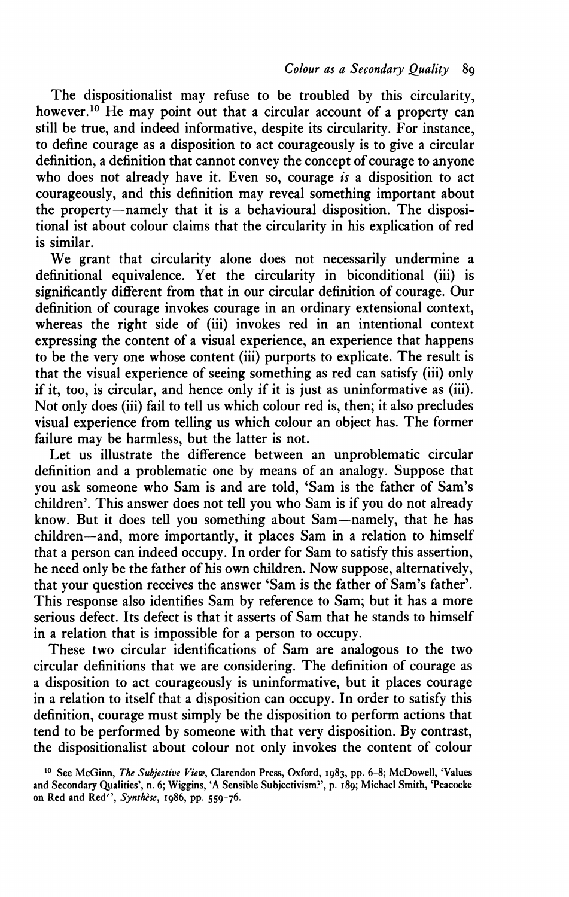The dispositionalist may refuse to be troubled by this circularity, however.[10] He may point out that a circular account of a property can still be true, and indeed informative, despite its circularity. For instance, to define courage as a disposition to act courageously is to give a circular definition, a definition that cannot convey the concept of courage to anyone who does not already have it. Even so, courage *is* a disposition to act courageously, and this definition may reveal something important about the property—namely that it is a behavioural disposition. The dispositional ist about colour claims that the circularity in his explication of red is similar.

We grant that circularity alone does not necessarily undermine a definitional equivalence. Yet the circularity in biconditional (iii) is significantly different from that in our circular definition of courage. Our definition of courage invokes courage in an ordinary extensional context, whereas the right side of (iii) invokes red in an intentional context expressing the content of a visual experience, an experience that happens to be the very one whose content (iii) purports to explicate. The result is that the visual experience of seeing something as red can satisfy (iii) only if it, too, is circular, and hence only if it is just as uninformative as (iii). Not only does (iii) fail to tell us which colour red is, then; it also precludes visual experience from telling us which colour an object has. The former failure may be harmless, but the latter is not.

Let us illustrate the difference between an unproblematic circular definition and a problematic one by means of an analogy. Suppose that you ask someone who Sam is and are told, 'Sam is the father of Sam's children'. This answer does not tell you who Sam is if you do not already know. But it does tell you something about Sam—namely, that he has children—and, more importantly, it places Sam in a relation to himself that a person can indeed occupy. In order for Sam to satisfy this assertion, he need only be the father of his own children. Now suppose, alternatively, that your question receives the answer 'Sam is the father of Sam's father'. This response also identifies Sam by reference to Sam; but it has a more serious defect. Its defect is that it asserts of Sam that he stands to himself in a relation that is impossible for a person to occupy.

These two circular identifications of Sam are analogous to the two circular definitions that we are considering. The definition of courage as a disposition to act courageously is uninformative, but it places courage in a relation to itself that a disposition can occupy. In order to satisfy this definition, courage must simply be the disposition to perform actions that tend to be performed by someone with that very disposition. By contrast, the dispositionalist about colour not only invokes the content of colour

[10] See McGinn, *The Subjective View*, Clarendon Press, Oxford, 1983, pp. 6–8; McDowell, 'Values and Secondary Qualities', n. 6; Wiggins, 'A Sensible Subjectivism?', p. 189; Michael Smith, 'Peacocke on Red and Red′', *Synthèse*, 1986, pp. 559–76.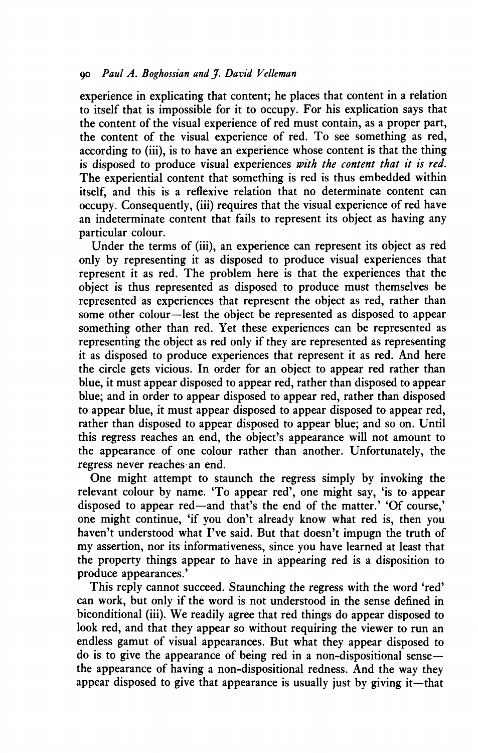experience in explicating that content; he places that content in a relation to itself that is impossible for it to occupy. For his explication says that the content of the visual experience of red must contain, as a proper part, the content of the visual experience of red. To see something as red, according to (iii), is to have an experience whose content is that the thing is disposed to produce visual experiences *with the content that it is red.* The experiential content that something is red is thus embedded within itself, and this is a reflexive relation that no determinate content can occupy. Consequently, (iii) requires that the visual experience of red have an indeterminate content that fails to represent its object as having any particular colour.

Under the terms of (iii), an experience can represent its object as red only by representing it as disposed to produce visual experiences that represent it as red. The problem here is that the experiences that the object is thus represented as disposed to produce must themselves be represented as experiences that represent the object as red, rather than some other colour—lest the object be represented as disposed to appear something other than red. Yet these experiences can be represented as representing the object as red only if they are represented as representing it as disposed to produce experiences that represent it as red. And here the circle gets vicious. In order for an object to appear red rather than blue, it must appear disposed to appear red, rather than disposed to appear blue; and in order to appear disposed to appear red, rather than disposed to appear blue, it must appear disposed to appear disposed to appear red, rather than disposed to appear disposed to appear blue; and so on. Until this regress reaches an end, the object's appearance will not amount to the appearance of one colour rather than another. Unfortunately, the regress never reaches an end.

One might attempt to staunch the regress simply by invoking the relevant colour by name. 'To appear red', one might say, 'is to appear disposed to appear red—and that's the end of the matter.' 'Of course,' one might continue, 'if you don't already know what red is, then you haven't understood what I've said. But that doesn't impugn the truth of my assertion, nor its informativeness, since you have learned at least that the property things appear to have in appearing red is a disposition to produce appearances.'

This reply cannot succeed. Staunching the regress with the word 'red' can work, but only if the word is not understood in the sense defined in biconditional (iii). We readily agree that red things do appear disposed to look red, and that they appear so without requiring the viewer to run an endless gamut of visual appearances. But what they appear disposed to do is to give the appearance of being red in a non-dispositional sense—the appearance of having a non-dispositional redness. And the way they appear disposed to give that appearance is usually just by giving it—that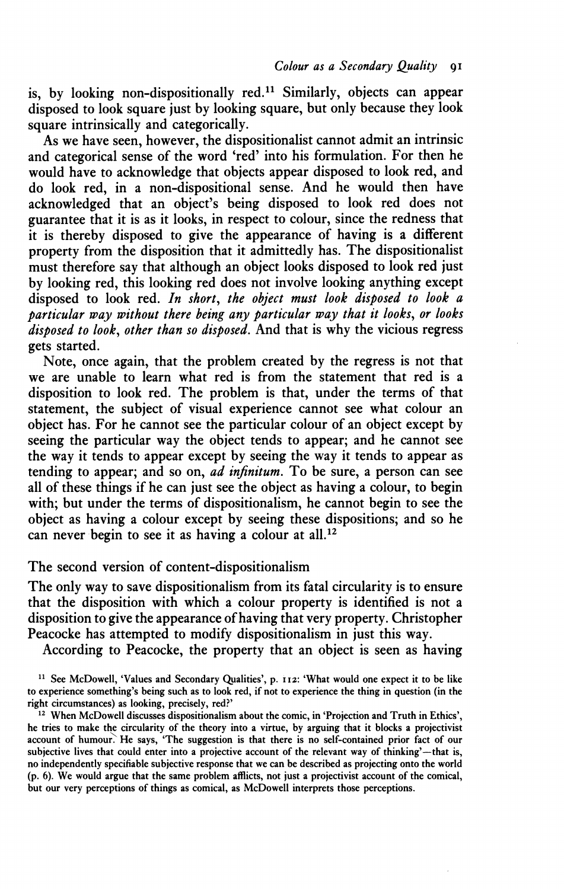is, by looking non-dispositionally red.[11] Similarly, objects can appear disposed to look square just by looking square, but only because they look square intrinsically and categorically.

As we have seen, however, the dispositionalist cannot admit an intrinsic and categorical sense of the word 'red' into his formulation. For then he would have to acknowledge that objects appear disposed to look red, and do look red, in a non-dispositional sense. And he would then have acknowledged that an object's being disposed to look red does not guarantee that it is as it looks, in respect to colour, since the redness that it is thereby disposed to give the appearance of having is a different property from the disposition that it admittedly has. The dispositionalist must therefore say that although an object looks disposed to look red just by looking red, this looking red does not involve looking anything except disposed to look red. *In short, the object must look disposed to look a particular way without there being any particular way that it looks, or looks disposed to look, other than so disposed.* And that is why the vicious regress gets started.

Note, once again, that the problem created by the regress is not that we are unable to learn what red is from the statement that red is a disposition to look red. The problem is that, under the terms of that statement, the subject of visual experience cannot see what colour an object has. For he cannot see the particular colour of an object except by seeing the particular way the object tends to appear; and he cannot see the way it tends to appear except by seeing the way it tends to appear as tending to appear; and so on, *ad infinitum*. To be sure, a person can see all of these things if he can just see the object as having a colour, to begin with; but under the terms of dispositionalism, he cannot begin to see the object as having a colour except by seeing these dispositions; and so he can never begin to see it as having a colour at all.[12]

## The second version of content-dispositionalism

The only way to save dispositionalism from its fatal circularity is to ensure that the disposition with which a colour property is identified is not a disposition to give the appearance of having that very property. Christopher Peacocke has attempted to modify dispositionalism in just this way.

According to Peacocke, the property that an object is seen as having

[11] See McDowell, 'Values and Secondary Qualities', p. 112: 'What would one expect it to be like to experience something's being such as to look red, if not to experience the thing in question (in the right circumstances) as looking, precisely, red?'

[12] When McDowell discusses dispositionalism about the comic, in 'Projection and Truth in Ethics', he tries to make the circularity of the theory into a virtue, by arguing that it blocks a projectivist account of humour. He says, 'The suggestion is that there is no self-contained prior fact of our subjective lives that could enter into a projective account of the relevant way of thinking'—that is, no independently specifiable subjective response that we can be described as projecting onto the world (p. 6). We would argue that the same problem afflicts, not just a projectivist account of the comical, but our very perceptions of things as comical, as McDowell interprets those perceptions.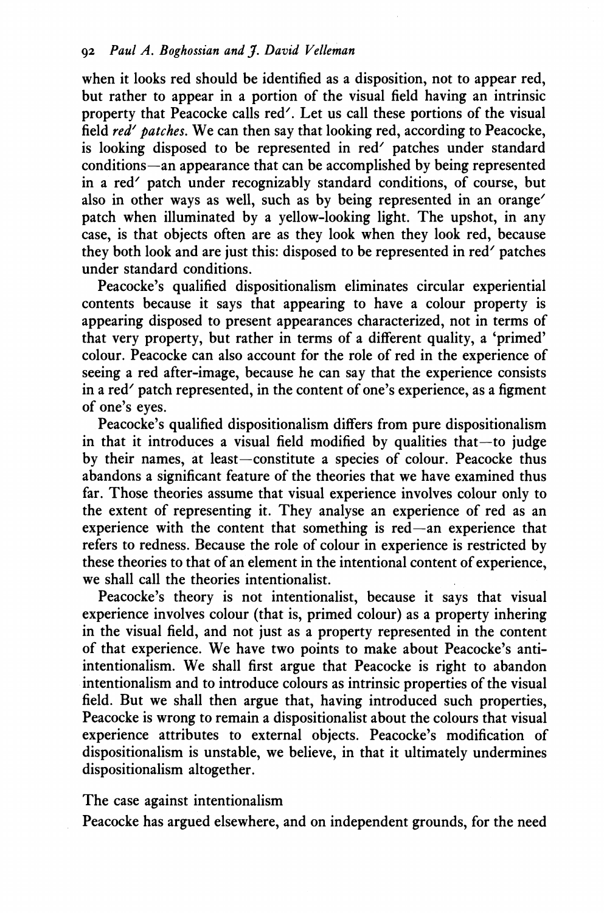when it looks red should be identified as a disposition, not to appear red, but rather to appear in a portion of the visual field having an intrinsic property that Peacocke calls red′. Let us call these portions of the visual field *red′ patches*. We can then say that looking red, according to Peacocke, is looking disposed to be represented in red′ patches under standard conditions—an appearance that can be accomplished by being represented in a red′ patch under recognizably standard conditions, of course, but also in other ways as well, such as by being represented in an orange′ patch when illuminated by a yellow-looking light. The upshot, in any case, is that objects often are as they look when they look red, because they both look and are just this: disposed to be represented in red′ patches under standard conditions.

Peacocke's qualified dispositionalism eliminates circular experiential contents because it says that appearing to have a colour property is appearing disposed to present appearances characterized, not in terms of that very property, but rather in terms of a different quality, a 'primed' colour. Peacocke can also account for the role of red in the experience of seeing a red after-image, because he can say that the experience consists in a red′ patch represented, in the content of one's experience, as a figment of one's eyes.

Peacocke's qualified dispositionalism differs from pure dispositionalism in that it introduces a visual field modified by qualities that—to judge by their names, at least—constitute a species of colour. Peacocke thus abandons a significant feature of the theories that we have examined thus far. Those theories assume that visual experience involves colour only to the extent of representing it. They analyse an experience of red as an experience with the content that something is red—an experience that refers to redness. Because the role of colour in experience is restricted by these theories to that of an element in the intentional content of experience, we shall call the theories intentionalist.

Peacocke's theory is not intentionalist, because it says that visual experience involves colour (that is, primed colour) as a property inhering in the visual field, and not just as a property represented in the content of that experience. We have two points to make about Peacocke's anti-intentionalism. We shall first argue that Peacocke is right to abandon intentionalism and to introduce colours as intrinsic properties of the visual field. But we shall then argue that, having introduced such properties, Peacocke is wrong to remain a dispositionalist about the colours that visual experience attributes to external objects. Peacocke's modification of dispositionalism is unstable, we believe, in that it ultimately undermines dispositionalism altogether.

## The case against intentionalism

Peacocke has argued elsewhere, and on independent grounds, for the need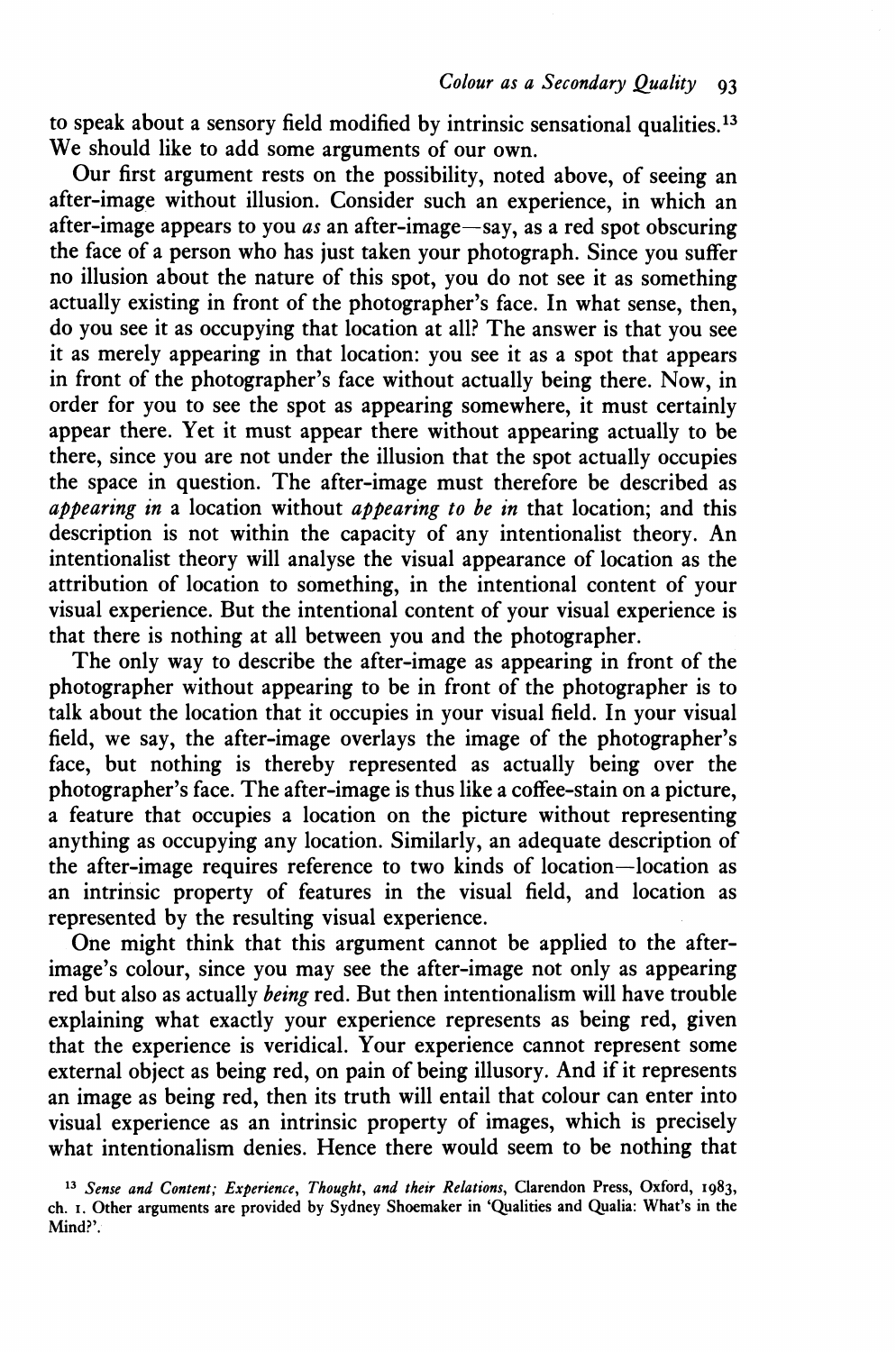to speak about a sensory field modified by intrinsic sensational qualities.[13] We should like to add some arguments of our own.

Our first argument rests on the possibility, noted above, of seeing an after-image without illusion. Consider such an experience, in which an after-image appears to you *as* an after-image—say, as a red spot obscuring the face of a person who has just taken your photograph. Since you suffer no illusion about the nature of this spot, you do not see it as something actually existing in front of the photographer's face. In what sense, then, do you see it as occupying that location at all? The answer is that you see it as merely appearing in that location: you see it as a spot that appears in front of the photographer's face without actually being there. Now, in order for you to see the spot as appearing somewhere, it must certainly appear there. Yet it must appear there without appearing actually to be there, since you are not under the illusion that the spot actually occupies the space in question. The after-image must therefore be described as *appearing in* a location without *appearing to be in* that location; and this description is not within the capacity of any intentionalist theory. An intentionalist theory will analyse the visual appearance of location as the attribution of location to something, in the intentional content of your visual experience. But the intentional content of your visual experience is that there is nothing at all between you and the photographer.

The only way to describe the after-image as appearing in front of the photographer without appearing to be in front of the photographer is to talk about the location that it occupies in your visual field. In your visual field, we say, the after-image overlays the image of the photographer's face, but nothing is thereby represented as actually being over the photographer's face. The after-image is thus like a coffee-stain on a picture, a feature that occupies a location on the picture without representing anything as occupying any location. Similarly, an adequate description of the after-image requires reference to two kinds of location—location as an intrinsic property of features in the visual field, and location as represented by the resulting visual experience.

One might think that this argument cannot be applied to the after-image's colour, since you may see the after-image not only as appearing red but also as actually *being* red. But then intentionalism will have trouble explaining what exactly your experience represents as being red, given that the experience is veridical. Your experience cannot represent some external object as being red, on pain of being illusory. And if it represents an image as being red, then its truth will entail that colour can enter into visual experience as an intrinsic property of images, which is precisely what intentionalism denies. Hence there would seem to be nothing that

[13] *Sense and Content; Experience, Thought, and their Relations*, Clarendon Press, Oxford, 1983, ch. 1. Other arguments are provided by Sydney Shoemaker in 'Qualities and Qualia: What's in the Mind?'.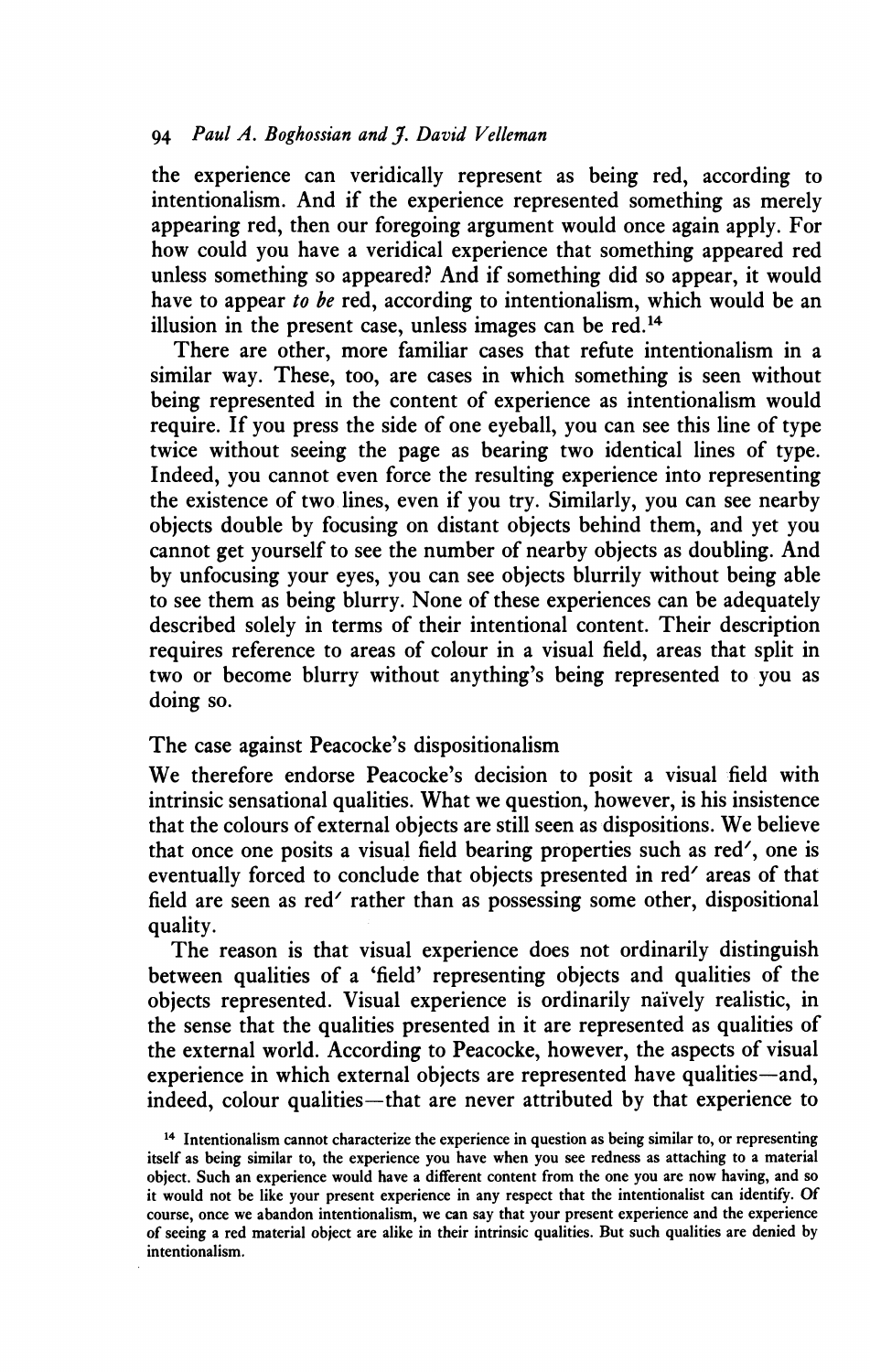the experience can veridically represent as being red, according to intentionalism. And if the experience represented something as merely appearing red, then our foregoing argument would once again apply. For how could you have a veridical experience that something appeared red unless something so appeared? And if something did so appear, it would have to appear *to be* red, according to intentionalism, which would be an illusion in the present case, unless images can be red.[14]

There are other, more familiar cases that refute intentionalism in a similar way. These, too, are cases in which something is seen without being represented in the content of experience as intentionalism would require. If you press the side of one eyeball, you can see this line of type twice without seeing the page as bearing two identical lines of type. Indeed, you cannot even force the resulting experience into representing the existence of two lines, even if you try. Similarly, you can see nearby objects double by focusing on distant objects behind them, and yet you cannot get yourself to see the number of nearby objects as doubling. And by unfocusing your eyes, you can see objects blurrily without being able to see them as being blurry. None of these experiences can be adequately described solely in terms of their intentional content. Their description requires reference to areas of colour in a visual field, areas that split in two or become blurry without anything's being represented to you as doing so.

## The case against Peacocke's dispositionalism

We therefore endorse Peacocke's decision to posit a visual field with intrinsic sensational qualities. What we question, however, is his insistence that the colours of external objects are still seen as dispositions. We believe that once one posits a visual field bearing properties such as red′, one is eventually forced to conclude that objects presented in red′ areas of that field are seen as red′ rather than as possessing some other, dispositional quality.

The reason is that visual experience does not ordinarily distinguish between qualities of a 'field' representing objects and qualities of the objects represented. Visual experience is ordinarily naïvely realistic, in the sense that the qualities presented in it are represented as qualities of the external world. According to Peacocke, however, the aspects of visual experience in which external objects are represented have qualities—and, indeed, colour qualities—that are never attributed by that experience to

[14] Intentionalism cannot characterize the experience in question as being similar to, or representing itself as being similar to, the experience you have when you see redness as attaching to a material object. Such an experience would have a different content from the one you are now having, and so it would not be like your present experience in any respect that the intentionalist can identify. Of course, once we abandon intentionalism, we can say that your present experience and the experience of seeing a red material object are alike in their intrinsic qualities. But such qualities are denied by intentionalism.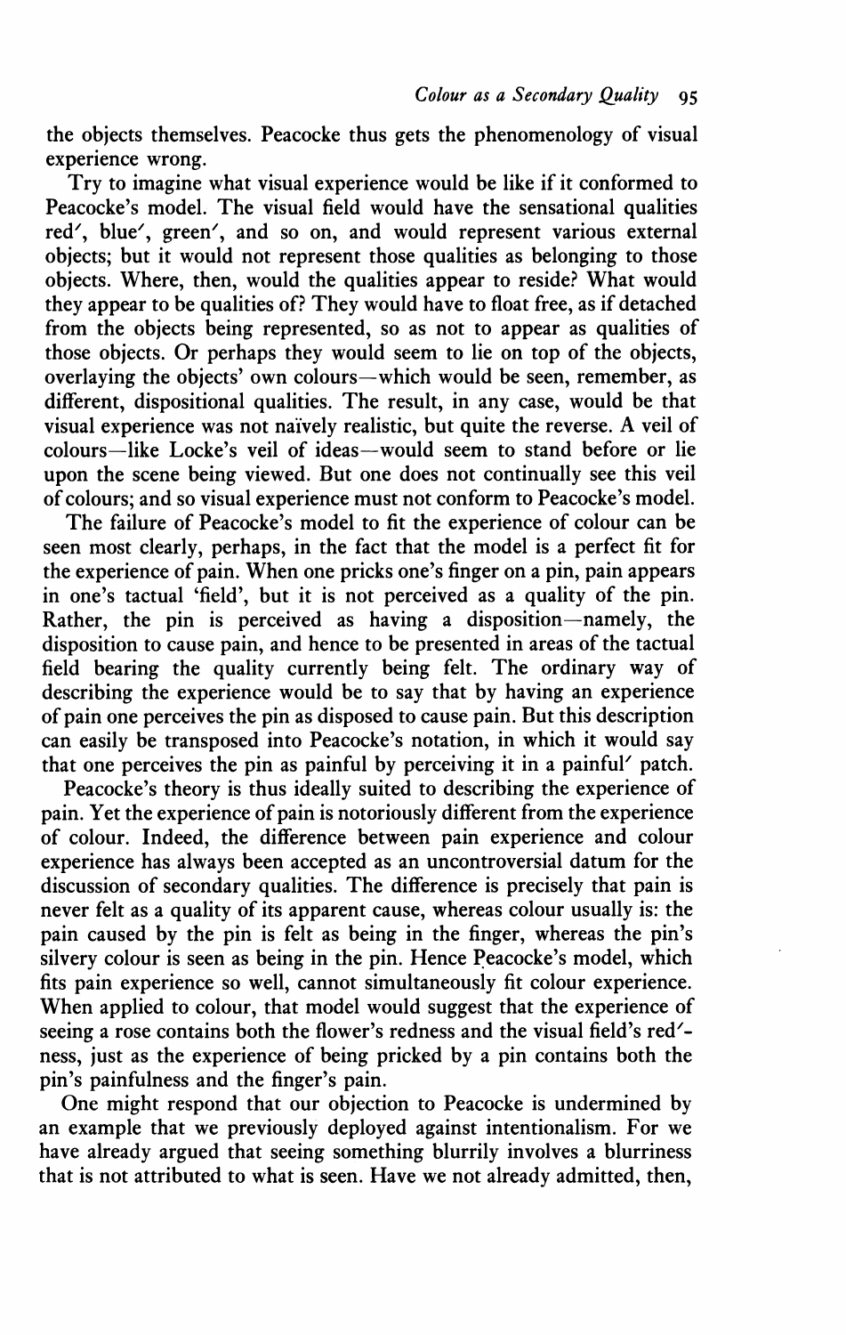the objects themselves. Peacocke thus gets the phenomenology of visual experience wrong.

Try to imagine what visual experience would be like if it conformed to Peacocke's model. The visual field would have the sensational qualities red′, blue′, green′, and so on, and would represent various external objects; but it would not represent those qualities as belonging to those objects. Where, then, would the qualities appear to reside? What would they appear to be qualities of? They would have to float free, as if detached from the objects being represented, so as not to appear as qualities of those objects. Or perhaps they would seem to lie on top of the objects, overlaying the objects' own colours—which would be seen, remember, as different, dispositional qualities. The result, in any case, would be that visual experience was not naïvely realistic, but quite the reverse. A veil of colours—like Locke's veil of ideas—would seem to stand before or lie upon the scene being viewed. But one does not continually see this veil of colours; and so visual experience must not conform to Peacocke's model.

The failure of Peacocke's model to fit the experience of colour can be seen most clearly, perhaps, in the fact that the model is a perfect fit for the experience of pain. When one pricks one's finger on a pin, pain appears in one's tactual 'field', but it is not perceived as a quality of the pin. Rather, the pin is perceived as having a disposition—namely, the disposition to cause pain, and hence to be presented in areas of the tactual field bearing the quality currently being felt. The ordinary way of describing the experience would be to say that by having an experience of pain one perceives the pin as disposed to cause pain. But this description can easily be transposed into Peacocke's notation, in which it would say that one perceives the pin as painful by perceiving it in a painful′ patch.

Peacocke's theory is thus ideally suited to describing the experience of pain. Yet the experience of pain is notoriously different from the experience of colour. Indeed, the difference between pain experience and colour experience has always been accepted as an uncontroversial datum for the discussion of secondary qualities. The difference is precisely that pain is never felt as a quality of its apparent cause, whereas colour usually is: the pain caused by the pin is felt as being in the finger, whereas the pin's silvery colour is seen as being in the pin. Hence Peacocke's model, which fits pain experience so well, cannot simultaneously fit colour experience. When applied to colour, that model would suggest that the experience of seeing a rose contains both the flower's redness and the visual field's red′-ness, just as the experience of being pricked by a pin contains both the pin's painfulness and the finger's pain.

One might respond that our objection to Peacocke is undermined by an example that we previously deployed against intentionalism. For we have already argued that seeing something blurrily involves a blurriness that is not attributed to what is seen. Have we not already admitted, then,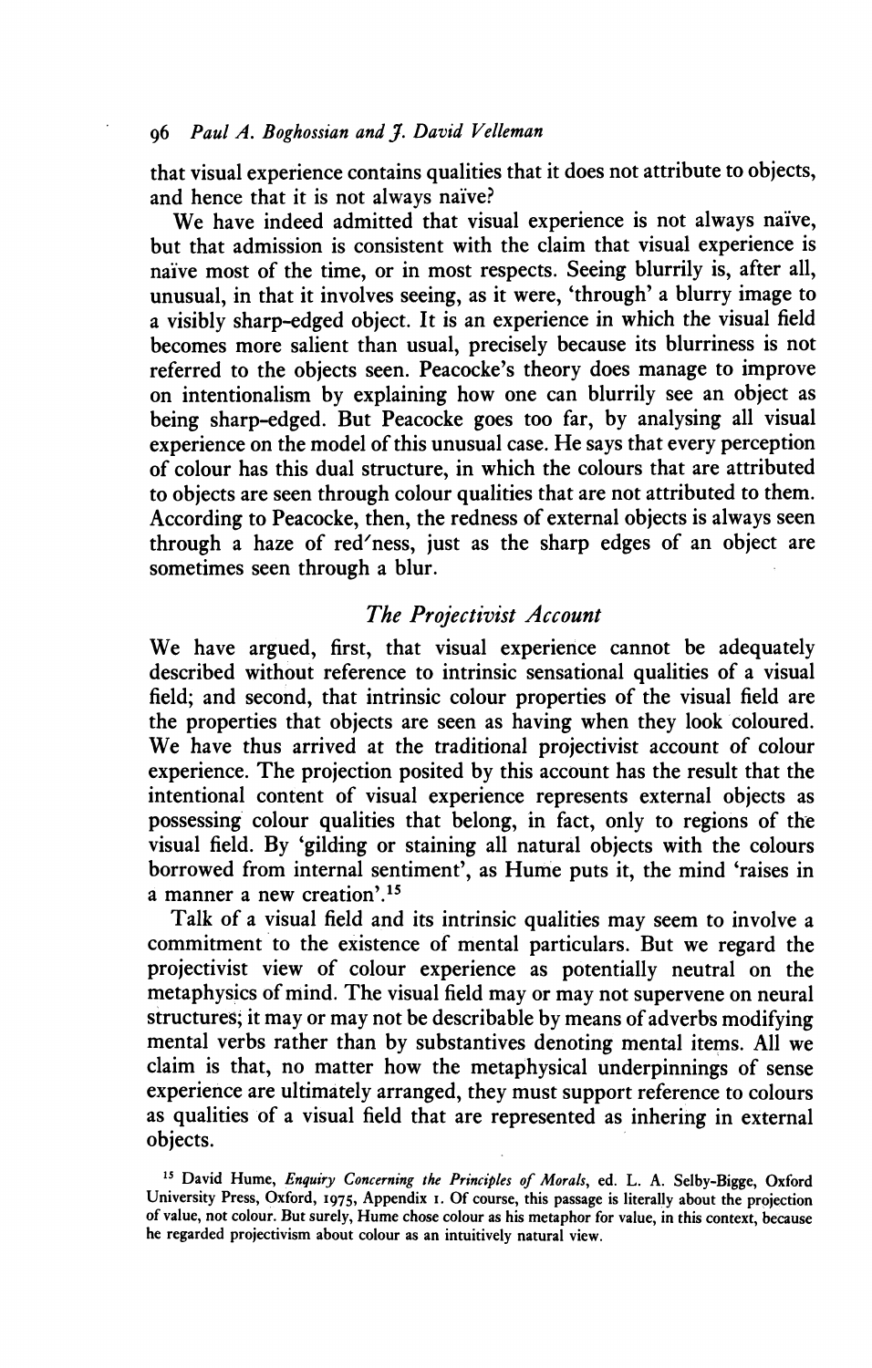that visual experience contains qualities that it does not attribute to objects, and hence that it is not always naïve?

We have indeed admitted that visual experience is not always naïve, but that admission is consistent with the claim that visual experience is naïve most of the time, or in most respects. Seeing blurrily is, after all, unusual, in that it involves seeing, as it were, 'through' a blurry image to a visibly sharp-edged object. It is an experience in which the visual field becomes more salient than usual, precisely because its blurriness is not referred to the objects seen. Peacocke's theory does manage to improve on intentionalism by explaining how one can blurrily see an object as being sharp-edged. But Peacocke goes too far, by analysing all visual experience on the model of this unusual case. He says that every perception of colour has this dual structure, in which the colours that are attributed to objects are seen through colour qualities that are not attributed to them. According to Peacocke, then, the redness of external objects is always seen through a haze of red′ness, just as the sharp edges of an object are sometimes seen through a blur.

## *The Projectivist Account*

We have argued, first, that visual experience cannot be adequately described without reference to intrinsic sensational qualities of a visual field; and second, that intrinsic colour properties of the visual field are the properties that objects are seen as having when they look coloured. We have thus arrived at the traditional projectivist account of colour experience. The projection posited by this account has the result that the intentional content of visual experience represents external objects as possessing colour qualities that belong, in fact, only to regions of the visual field. By 'gilding or staining all natural objects with the colours borrowed from internal sentiment', as Hume puts it, the mind 'raises in a manner a new creation'.[15]

Talk of a visual field and its intrinsic qualities may seem to involve a commitment to the existence of mental particulars. But we regard the projectivist view of colour experience as potentially neutral on the metaphysics of mind. The visual field may or may not supervene on neural structures; it may or may not be describable by means of adverbs modifying mental verbs rather than by substantives denoting mental items. All we claim is that, no matter how the metaphysical underpinnings of sense experience are ultimately arranged, they must support reference to colours as qualities of a visual field that are represented as inhering in external objects.

[15] David Hume, *Enquiry Concerning the Principles of Morals*, ed. L. A. Selby-Bigge, Oxford University Press, Oxford, 1975, Appendix 1. Of course, this passage is literally about the projection of value, not colour. But surely, Hume chose colour as his metaphor for value, in this context, because he regarded projectivism about colour as an intuitively natural view.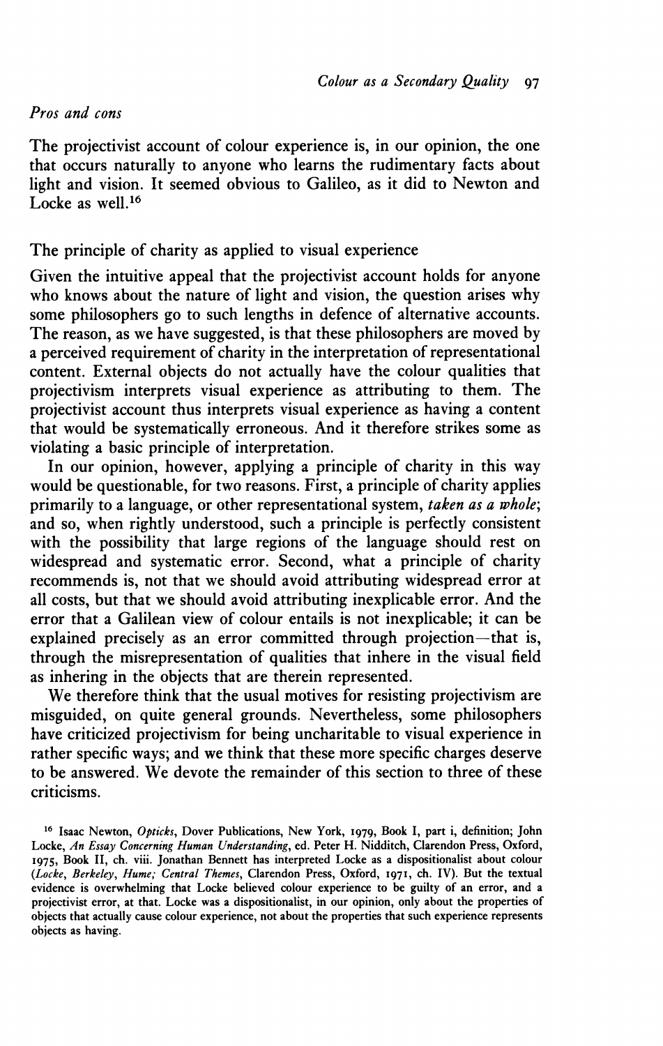### *Pros and cons*

The projectivist account of colour experience is, in our opinion, the one that occurs naturally to anyone who learns the rudimentary facts about light and vision. It seemed obvious to Galileo, as it did to Newton and Locke as well.[16]

### The principle of charity as applied to visual experience

Given the intuitive appeal that the projectivist account holds for anyone who knows about the nature of light and vision, the question arises why some philosophers go to such lengths in defence of alternative accounts. The reason, as we have suggested, is that these philosophers are moved by a perceived requirement of charity in the interpretation of representational content. External objects do not actually have the colour qualities that projectivism interprets visual experience as attributing to them. The projectivist account thus interprets visual experience as having a content that would be systematically erroneous. And it therefore strikes some as violating a basic principle of interpretation.

In our opinion, however, applying a principle of charity in this way would be questionable, for two reasons. First, a principle of charity applies primarily to a language, or other representational system, *taken as a whole*; and so, when rightly understood, such a principle is perfectly consistent with the possibility that large regions of the language should rest on widespread and systematic error. Second, what a principle of charity recommends is, not that we should avoid attributing widespread error at all costs, but that we should avoid attributing inexplicable error. And the error that a Galilean view of colour entails is not inexplicable; it can be explained precisely as an error committed through projection—that is, through the misrepresentation of qualities that inhere in the visual field as inhering in the objects that are therein represented.

We therefore think that the usual motives for resisting projectivism are misguided, on quite general grounds. Nevertheless, some philosophers have criticized projectivism for being uncharitable to visual experience in rather specific ways; and we think that these more specific charges deserve to be answered. We devote the remainder of this section to three of these criticisms.

[16] Isaac Newton, *Opticks*, Dover Publications, New York, 1979, Book I, part i, definition; John Locke, *An Essay Concerning Human Understanding*, ed. Peter H. Nidditch, Clarendon Press, Oxford, 1975, Book II, ch. viii. Jonathan Bennett has interpreted Locke as a dispositionalist about colour (*Locke, Berkeley, Hume; Central Themes*, Clarendon Press, Oxford, 1971, ch. IV). But the textual evidence is overwhelming that Locke believed colour experience to be guilty of an error, and a projectivist error, at that. Locke was a dispositionalist, in our opinion, only about the properties of objects that actually cause colour experience, not about the properties that such experience represents objects as having.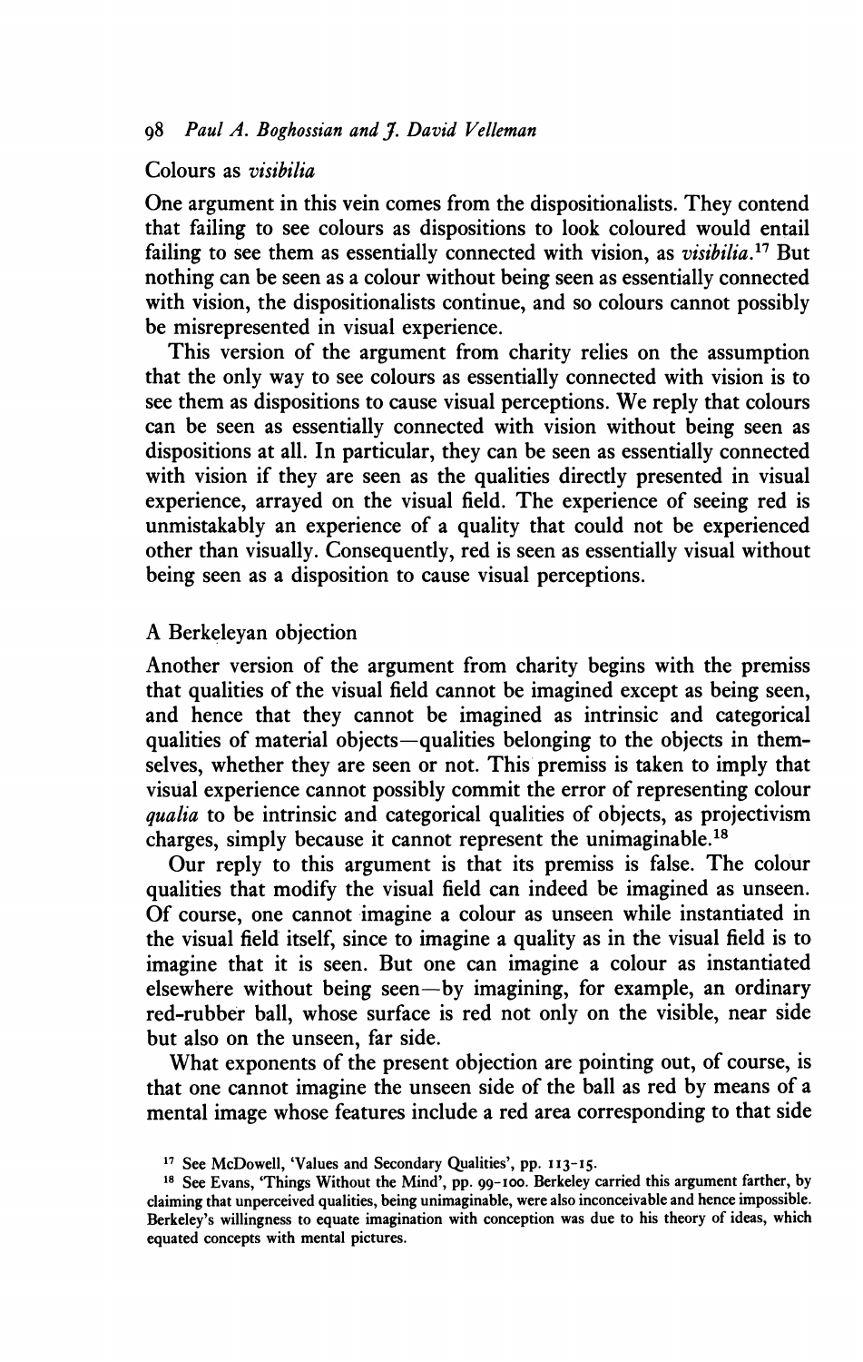## Colours as *visibilia*

One argument in this vein comes from the dispositionalists. They contend that failing to see colours as dispositions to look coloured would entail failing to see them as essentially connected with vision, as *visibilia*.[17] But nothing can be seen as a colour without being seen as essentially connected with vision, the dispositionalists continue, and so colours cannot possibly be misrepresented in visual experience.

This version of the argument from charity relies on the assumption that the only way to see colours as essentially connected with vision is to see them as dispositions to cause visual perceptions. We reply that colours can be seen as essentially connected with vision without being seen as dispositions at all. In particular, they can be seen as essentially connected with vision if they are seen as the qualities directly presented in visual experience, arrayed on the visual field. The experience of seeing red is unmistakably an experience of a quality that could not be experienced other than visually. Consequently, red is seen as essentially visual without being seen as a disposition to cause visual perceptions.

## A Berkeleyan objection

Another version of the argument from charity begins with the premiss that qualities of the visual field cannot be imagined except as being seen, and hence that they cannot be imagined as intrinsic and categorical qualities of material objects—qualities belonging to the objects in themselves, whether they are seen or not. This premiss is taken to imply that visual experience cannot possibly commit the error of representing colour *qualia* to be intrinsic and categorical qualities of objects, as projectivism charges, simply because it cannot represent the unimaginable.[18]

Our reply to this argument is that its premiss is false. The colour qualities that modify the visual field can indeed be imagined as unseen. Of course, one cannot imagine a colour as unseen while instantiated in the visual field itself, since to imagine a quality as in the visual field is to imagine that it is seen. But one can imagine a colour as instantiated elsewhere without being seen—by imagining, for example, an ordinary red-rubber ball, whose surface is red not only on the visible, near side but also on the unseen, far side.

What exponents of the present objection are pointing out, of course, is that one cannot imagine the unseen side of the ball as red by means of a mental image whose features include a red area corresponding to that side

[17] See McDowell, 'Values and Secondary Qualities', pp. 113–15.

[18] See Evans, 'Things Without the Mind', pp. 99–100. Berkeley carried this argument farther, by claiming that unperceived qualities, being unimaginable, were also inconceivable and hence impossible. Berkeley's willingness to equate imagination with conception was due to his theory of ideas, which equated concepts with mental pictures.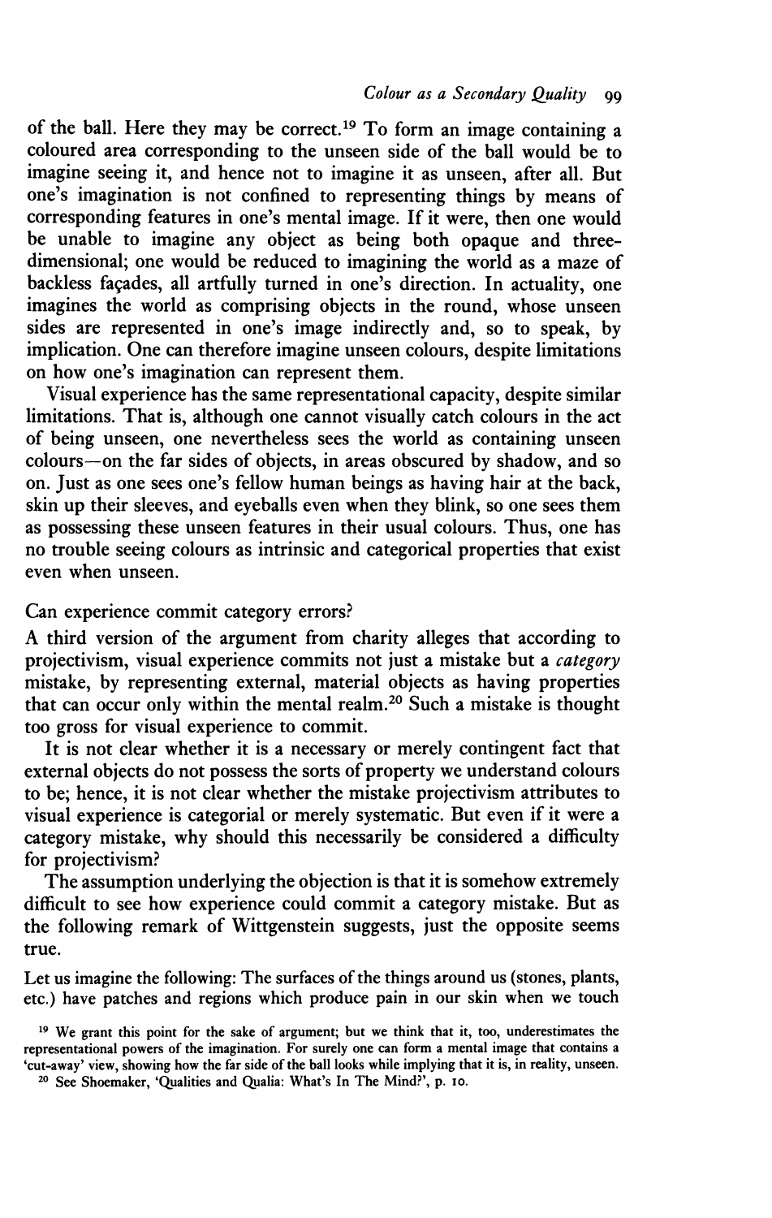of the ball. Here they may be correct.[19] To form an image containing a coloured area corresponding to the unseen side of the ball would be to imagine seeing it, and hence not to imagine it as unseen, after all. But one's imagination is not confined to representing things by means of corresponding features in one's mental image. If it were, then one would be unable to imagine any object as being both opaque and three-dimensional; one would be reduced to imagining the world as a maze of backless façades, all artfully turned in one's direction. In actuality, one imagines the world as comprising objects in the round, whose unseen sides are represented in one's image indirectly and, so to speak, by implication. One can therefore imagine unseen colours, despite limitations on how one's imagination can represent them.

Visual experience has the same representational capacity, despite similar limitations. That is, although one cannot visually catch colours in the act of being unseen, one nevertheless sees the world as containing unseen colours—on the far sides of objects, in areas obscured by shadow, and so on. Just as one sees one's fellow human beings as having hair at the back, skin up their sleeves, and eyeballs even when they blink, so one sees them as possessing these unseen features in their usual colours. Thus, one has no trouble seeing colours as intrinsic and categorical properties that exist even when unseen.

Can experience commit category errors?

A third version of the argument from charity alleges that according to projectivism, visual experience commits not just a mistake but a *category* mistake, by representing external, material objects as having properties that can occur only within the mental realm.[20] Such a mistake is thought too gross for visual experience to commit.

It is not clear whether it is a necessary or merely contingent fact that external objects do not possess the sorts of property we understand colours to be; hence, it is not clear whether the mistake projectivism attributes to visual experience is categorial or merely systematic. But even if it were a category mistake, why should this necessarily be considered a difficulty for projectivism?

The assumption underlying the objection is that it is somehow extremely difficult to see how experience could commit a category mistake. But as the following remark of Wittgenstein suggests, just the opposite seems true.

Let us imagine the following: The surfaces of the things around us (stones, plants, etc.) have patches and regions which produce pain in our skin when we touch

[19] We grant this point for the sake of argument; but we think that it, too, underestimates the representational powers of the imagination. For surely one can form a mental image that contains a 'cut-away' view, showing how the far side of the ball looks while implying that it is, in reality, unseen.

[20] See Shoemaker, 'Qualities and Qualia: What's In The Mind?', p. 10.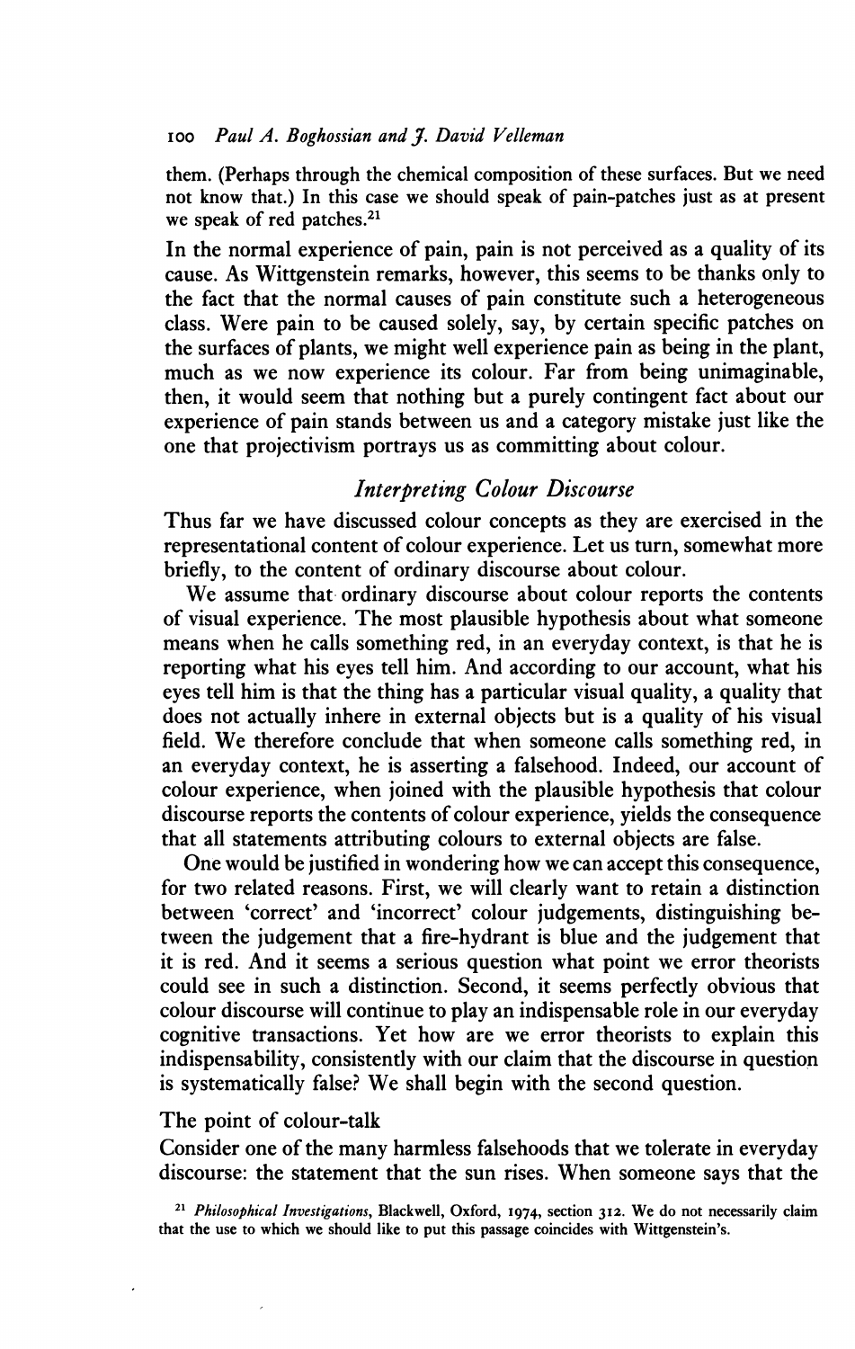them. (Perhaps through the chemical composition of these surfaces. But we need not know that.) In this case we should speak of pain-patches just as at present we speak of red patches.[21]

In the normal experience of pain, pain is not perceived as a quality of its cause. As Wittgenstein remarks, however, this seems to be thanks only to the fact that the normal causes of pain constitute such a heterogeneous class. Were pain to be caused solely, say, by certain specific patches on the surfaces of plants, we might well experience pain as being in the plant, much as we now experience its colour. Far from being unimaginable, then, it would seem that nothing but a purely contingent fact about our experience of pain stands between us and a category mistake just like the one that projectivism portrays us as committing about colour.

## *Interpreting Colour Discourse*

Thus far we have discussed colour concepts as they are exercised in the representational content of colour experience. Let us turn, somewhat more briefly, to the content of ordinary discourse about colour.

We assume that ordinary discourse about colour reports the contents of visual experience. The most plausible hypothesis about what someone means when he calls something red, in an everyday context, is that he is reporting what his eyes tell him. And according to our account, what his eyes tell him is that the thing has a particular visual quality, a quality that does not actually inhere in external objects but is a quality of his visual field. We therefore conclude that when someone calls something red, in an everyday context, he is asserting a falsehood. Indeed, our account of colour experience, when joined with the plausible hypothesis that colour discourse reports the contents of colour experience, yields the consequence that all statements attributing colours to external objects are false.

One would be justified in wondering how we can accept this consequence, for two related reasons. First, we will clearly want to retain a distinction between 'correct' and 'incorrect' colour judgements, distinguishing between the judgement that a fire-hydrant is blue and the judgement that it is red. And it seems a serious question what point we error theorists could see in such a distinction. Second, it seems perfectly obvious that colour discourse will continue to play an indispensable role in our everyday cognitive transactions. Yet how are we error theorists to explain this indispensability, consistently with our claim that the discourse in question is systematically false? We shall begin with the second question.

### The point of colour-talk

Consider one of the many harmless falsehoods that we tolerate in everyday discourse: the statement that the sun rises. When someone says that the

[21] *Philosophical Investigations*, Blackwell, Oxford, 1974, section 312. We do not necessarily claim that the use to which we should like to put this passage coincides with Wittgenstein's.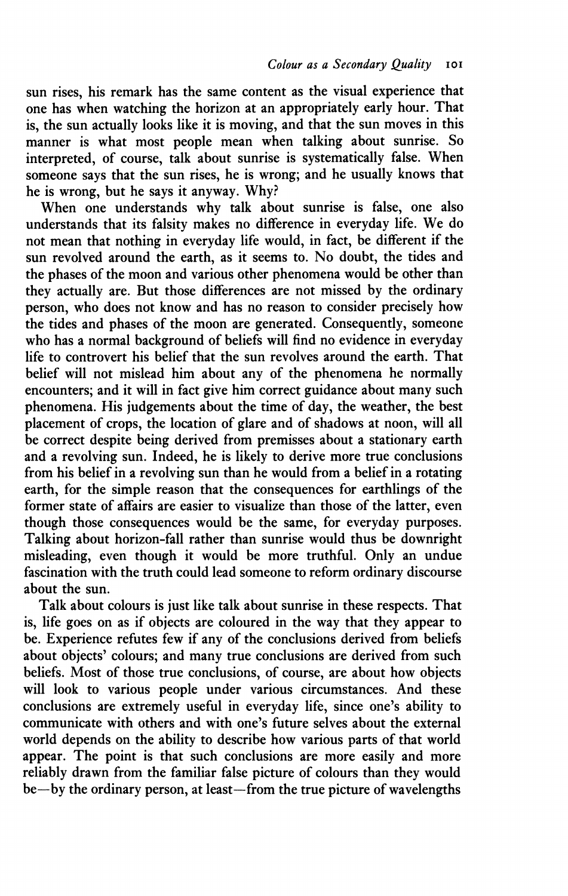sun rises, his remark has the same content as the visual experience that one has when watching the horizon at an appropriately early hour. That is, the sun actually looks like it is moving, and that the sun moves in this manner is what most people mean when talking about sunrise. So interpreted, of course, talk about sunrise is systematically false. When someone says that the sun rises, he is wrong; and he usually knows that he is wrong, but he says it anyway. Why?

When one understands why talk about sunrise is false, one also understands that its falsity makes no difference in everyday life. We do not mean that nothing in everyday life would, in fact, be different if the sun revolved around the earth, as it seems to. No doubt, the tides and the phases of the moon and various other phenomena would be other than they actually are. But those differences are not missed by the ordinary person, who does not know and has no reason to consider precisely how the tides and phases of the moon are generated. Consequently, someone who has a normal background of beliefs will find no evidence in everyday life to controvert his belief that the sun revolves around the earth. That belief will not mislead him about any of the phenomena he normally encounters; and it will in fact give him correct guidance about many such phenomena. His judgements about the time of day, the weather, the best placement of crops, the location of glare and of shadows at noon, will all be correct despite being derived from premisses about a stationary earth and a revolving sun. Indeed, he is likely to derive more true conclusions from his belief in a revolving sun than he would from a belief in a rotating earth, for the simple reason that the consequences for earthlings of the former state of affairs are easier to visualize than those of the latter, even though those consequences would be the same, for everyday purposes. Talking about horizon-fall rather than sunrise would thus be downright misleading, even though it would be more truthful. Only an undue fascination with the truth could lead someone to reform ordinary discourse about the sun.

Talk about colours is just like talk about sunrise in these respects. That is, life goes on as if objects are coloured in the way that they appear to be. Experience refutes few if any of the conclusions derived from beliefs about objects' colours; and many true conclusions are derived from such beliefs. Most of those true conclusions, of course, are about how objects will look to various people under various circumstances. And these conclusions are extremely useful in everyday life, since one's ability to communicate with others and with one's future selves about the external world depends on the ability to describe how various parts of that world appear. The point is that such conclusions are more easily and more reliably drawn from the familiar false picture of colours than they would be—by the ordinary person, at least—from the true picture of wavelengths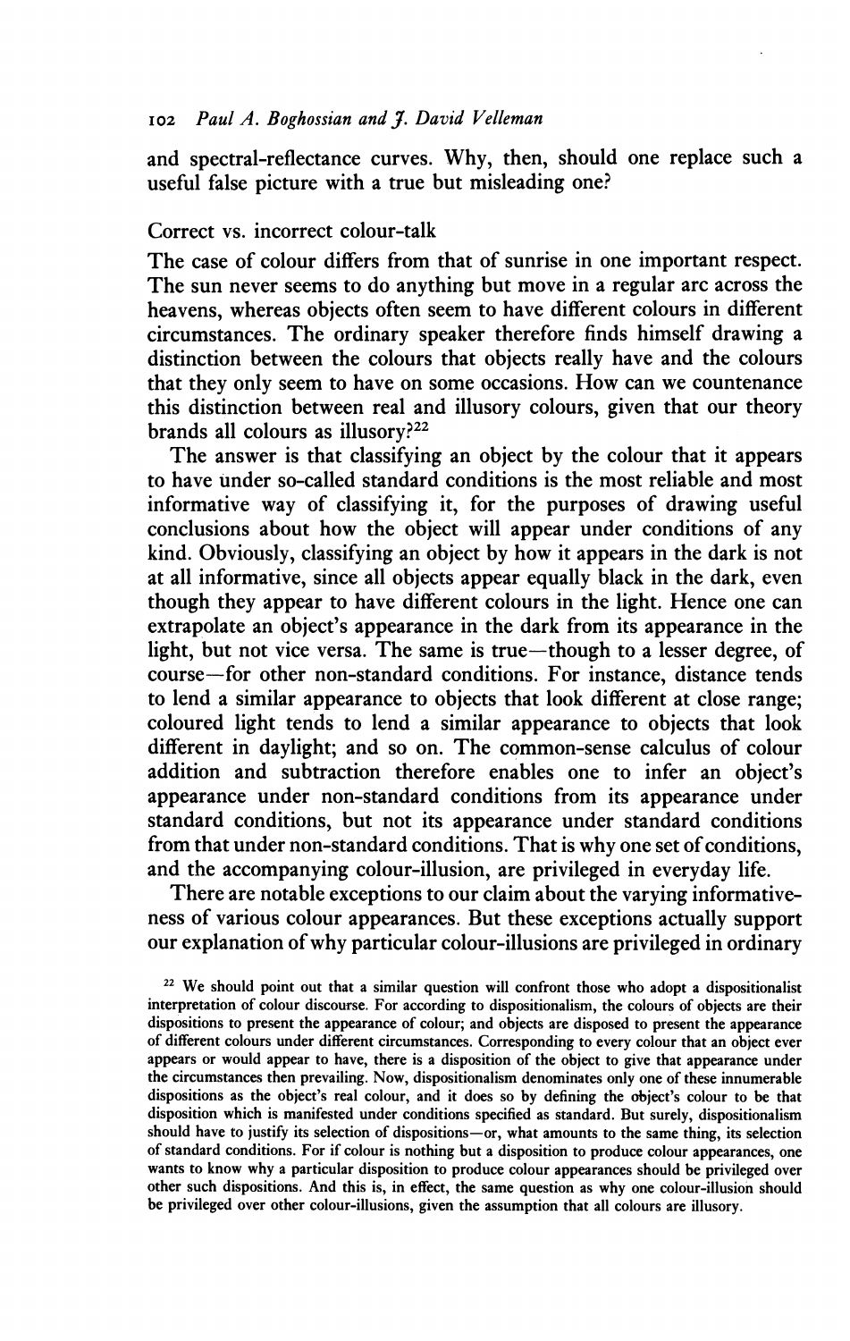and spectral-reflectance curves. Why, then, should one replace such a useful false picture with a true but misleading one?

## Correct vs. incorrect colour-talk

The case of colour differs from that of sunrise in one important respect. The sun never seems to do anything but move in a regular arc across the heavens, whereas objects often seem to have different colours in different circumstances. The ordinary speaker therefore finds himself drawing a distinction between the colours that objects really have and the colours that they only seem to have on some occasions. How can we countenance this distinction between real and illusory colours, given that our theory brands all colours as illusory?[22]

The answer is that classifying an object by the colour that it appears to have under so-called standard conditions is the most reliable and most informative way of classifying it, for the purposes of drawing useful conclusions about how the object will appear under conditions of any kind. Obviously, classifying an object by how it appears in the dark is not at all informative, since all objects appear equally black in the dark, even though they appear to have different colours in the light. Hence one can extrapolate an object's appearance in the dark from its appearance in the light, but not vice versa. The same is true—though to a lesser degree, of course—for other non-standard conditions. For instance, distance tends to lend a similar appearance to objects that look different at close range; coloured light tends to lend a similar appearance to objects that look different in daylight; and so on. The common-sense calculus of colour addition and subtraction therefore enables one to infer an object's appearance under non-standard conditions from its appearance under standard conditions, but not its appearance under standard conditions from that under non-standard conditions. That is why one set of conditions, and the accompanying colour-illusion, are privileged in everyday life.

There are notable exceptions to our claim about the varying informativeness of various colour appearances. But these exceptions actually support our explanation of why particular colour-illusions are privileged in ordinary

[22] We should point out that a similar question will confront those who adopt a dispositionalist interpretation of colour discourse. For according to dispositionalism, the colours of objects are their dispositions to present the appearance of colour; and objects are disposed to present the appearance of different colours under different circumstances. Corresponding to every colour that an object ever appears or would appear to have, there is a disposition of the object to give that appearance under the circumstances then prevailing. Now, dispositionalism denominates only one of these innumerable dispositions as the object's real colour, and it does so by defining the object's colour to be that disposition which is manifested under conditions specified as standard. But surely, dispositionalism should have to justify its selection of dispositions—or, what amounts to the same thing, its selection of standard conditions. For if colour is nothing but a disposition to produce colour appearances, one wants to know why a particular disposition to produce colour appearances should be privileged over other such dispositions. And this is, in effect, the same question as why one colour-illusion should be privileged over other colour-illusions, given the assumption that all colours are illusory.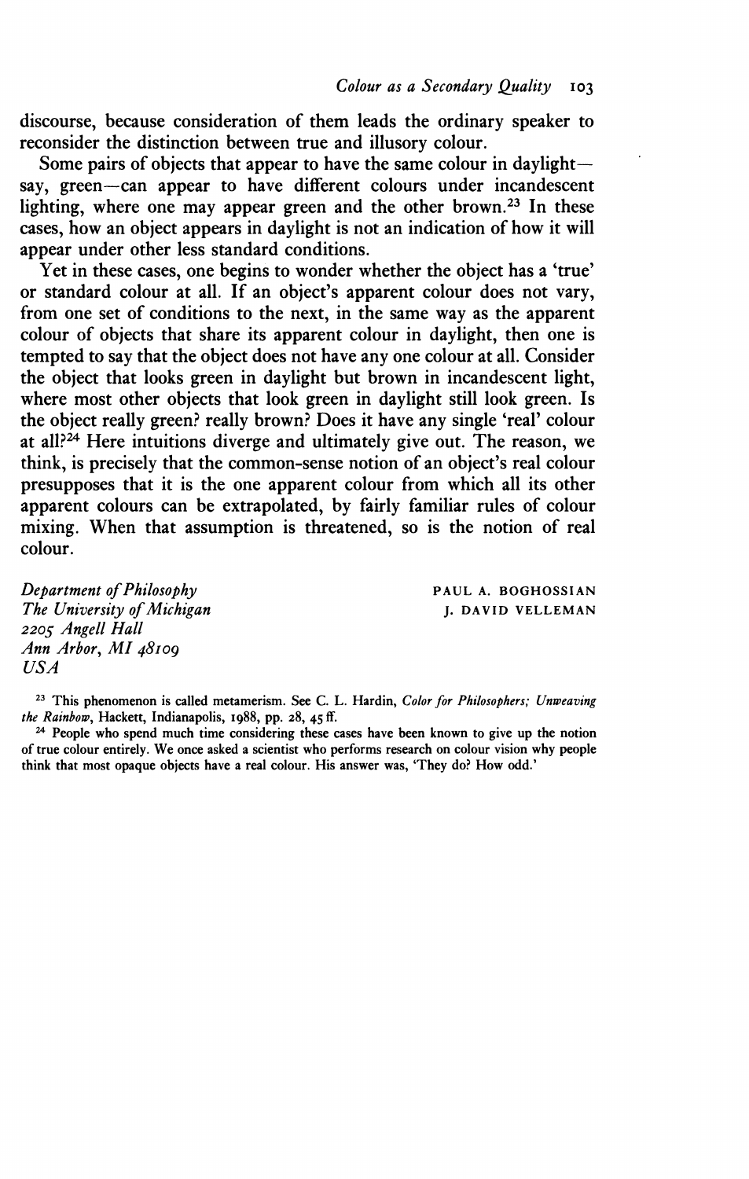discourse, because consideration of them leads the ordinary speaker to reconsider the distinction between true and illusory colour.

Some pairs of objects that appear to have the same colour in daylight—say, green—can appear to have different colours under incandescent lighting, where one may appear green and the other brown.[23] In these cases, how an object appears in daylight is not an indication of how it will appear under other less standard conditions.

Yet in these cases, one begins to wonder whether the object has a 'true' or standard colour at all. If an object's apparent colour does not vary, from one set of conditions to the next, in the same way as the apparent colour of objects that share its apparent colour in daylight, then one is tempted to say that the object does not have any one colour at all. Consider the object that looks green in daylight but brown in incandescent light, where most other objects that look green in daylight still look green. Is the object really green? really brown? Does it have any single 'real' colour at all?[24] Here intuitions diverge and ultimately give out. The reason, we think, is precisely that the common-sense notion of an object's real colour presupposes that it is the one apparent colour from which all its other apparent colours can be extrapolated, by fairly familiar rules of colour mixing. When that assumption is threatened, so is the notion of real colour.

*Department of Philosophy*
*The University of Michigan*
*2205 Angell Hall*
*Ann Arbor, MI 48109*
*USA*

PAUL A. BOGHOSSIAN
J. DAVID VELLEMAN

[23] This phenomenon is called metamerism. See C. L. Hardin, *Color for Philosophers; Unweaving the Rainbow*, Hackett, Indianapolis, 1988, pp. 28, 45 ff.

[24] People who spend much time considering these cases have been known to give up the notion of true colour entirely. We once asked a scientist who performs research on colour vision why people think that most opaque objects have a real colour. His answer was, 'They do? How odd.'